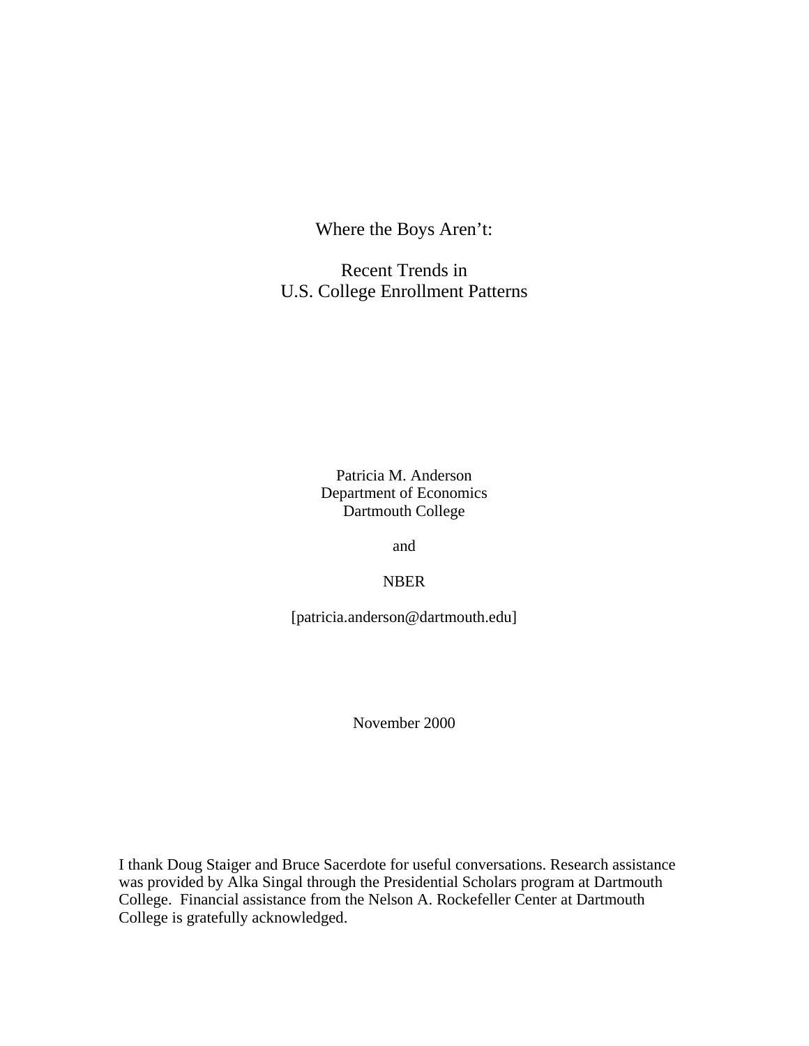# Where the Boys Aren't:

## Recent Trends in U.S. College Enrollment Patterns

Patricia M. Anderson
Department of Economics
Dartmouth College

and

NBER

[patricia.anderson@dartmouth.edu]

November 2000

I thank Doug Staiger and Bruce Sacerdote for useful conversations. Research assistance was provided by Alka Singal through the Presidential Scholars program at Dartmouth College. Financial assistance from the Nelson A. Rockefeller Center at Dartmouth College is gratefully acknowledged.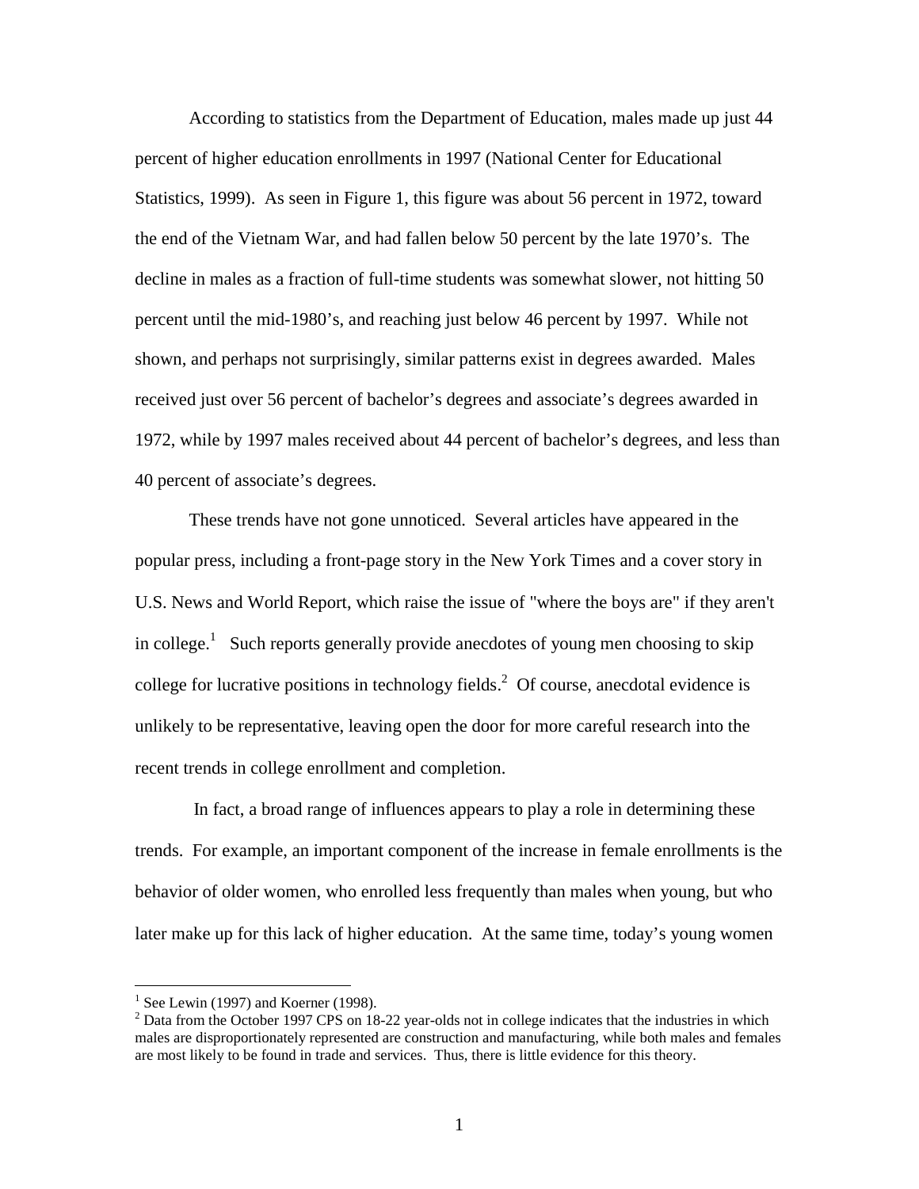According to statistics from the Department of Education, males made up just 44 percent of higher education enrollments in 1997 (National Center for Educational Statistics, 1999). As seen in Figure 1, this figure was about 56 percent in 1972, toward the end of the Vietnam War, and had fallen below 50 percent by the late 1970's. The decline in males as a fraction of full-time students was somewhat slower, not hitting 50 percent until the mid-1980's, and reaching just below 46 percent by 1997. While not shown, and perhaps not surprisingly, similar patterns exist in degrees awarded. Males received just over 56 percent of bachelor's degrees and associate's degrees awarded in 1972, while by 1997 males received about 44 percent of bachelor's degrees, and less than 40 percent of associate's degrees.

These trends have not gone unnoticed. Several articles have appeared in the popular press, including a front-page story in the New York Times and a cover story in U.S. News and World Report, which raise the issue of "where the boys are" if they aren't in college.[1] Such reports generally provide anecdotes of young men choosing to skip college for lucrative positions in technology fields.[2] Of course, anecdotal evidence is unlikely to be representative, leaving open the door for more careful research into the recent trends in college enrollment and completion.

In fact, a broad range of influences appears to play a role in determining these trends. For example, an important component of the increase in female enrollments is the behavior of older women, who enrolled less frequently than males when young, but who later make up for this lack of higher education. At the same time, today's young women

[1] See Lewin (1997) and Koerner (1998).

[2] Data from the October 1997 CPS on 18-22 year-olds not in college indicates that the industries in which males are disproportionately represented are construction and manufacturing, while both males and females are most likely to be found in trade and services. Thus, there is little evidence for this theory.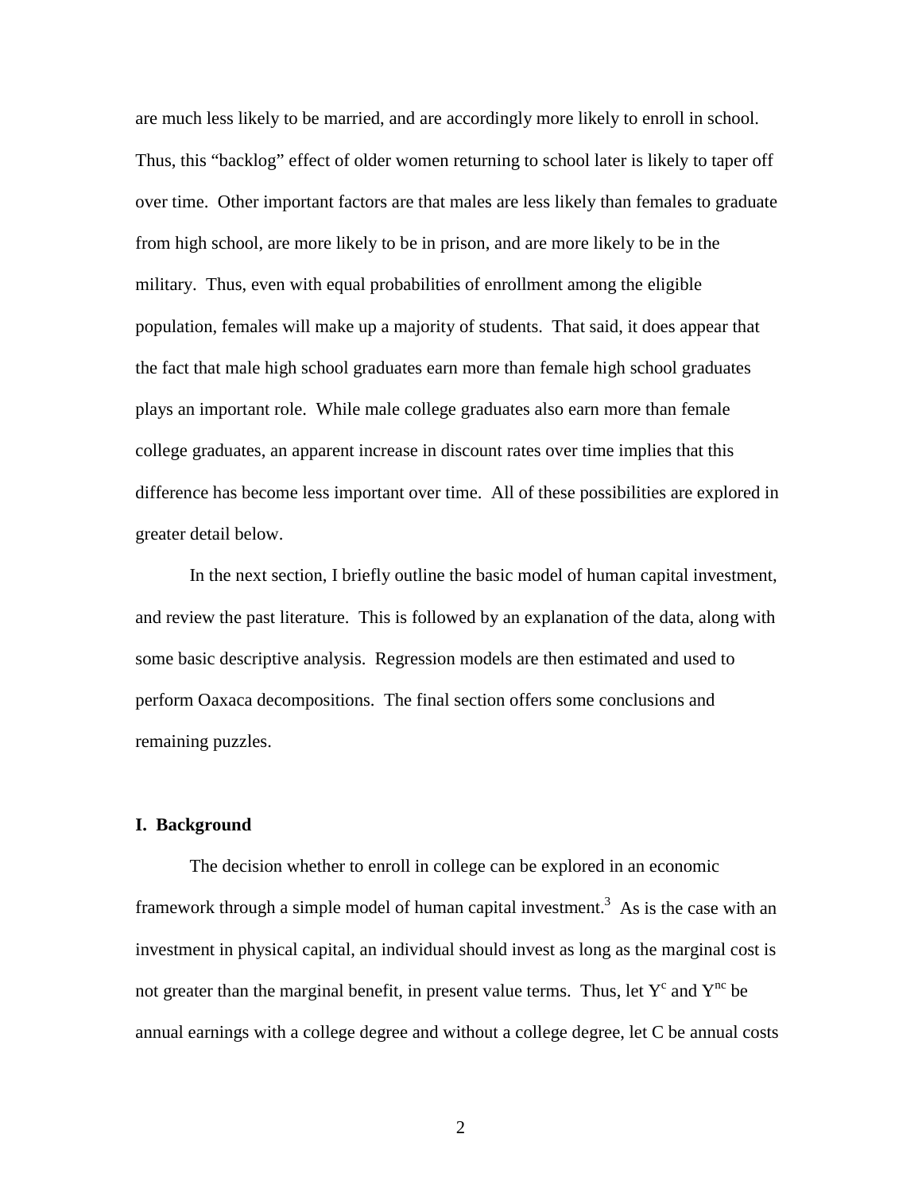are much less likely to be married, and are accordingly more likely to enroll in school. Thus, this "backlog" effect of older women returning to school later is likely to taper off over time. Other important factors are that males are less likely than females to graduate from high school, are more likely to be in prison, and are more likely to be in the military. Thus, even with equal probabilities of enrollment among the eligible population, females will make up a majority of students. That said, it does appear that the fact that male high school graduates earn more than female high school graduates plays an important role. While male college graduates also earn more than female college graduates, an apparent increase in discount rates over time implies that this difference has become less important over time. All of these possibilities are explored in greater detail below.

In the next section, I briefly outline the basic model of human capital investment, and review the past literature. This is followed by an explanation of the data, along with some basic descriptive analysis. Regression models are then estimated and used to perform Oaxaca decompositions. The final section offers some conclusions and remaining puzzles.

## I. Background

The decision whether to enroll in college can be explored in an economic framework through a simple model of human capital investment.[3] As is the case with an investment in physical capital, an individual should invest as long as the marginal cost is not greater than the marginal benefit, in present value terms. Thus, let $Y^c$ and $Y^{nc}$ be annual earnings with a college degree and without a college degree, let C be annual costs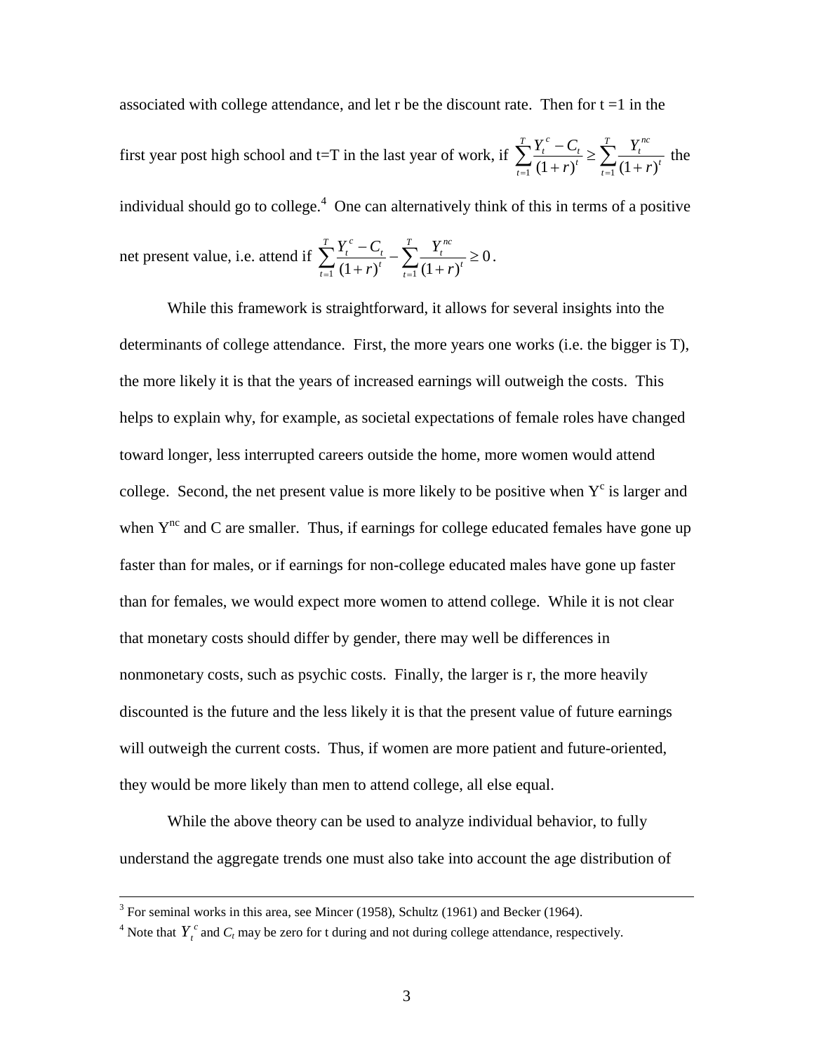associated with college attendance, and let r be the discount rate. Then for t =1 in the first year post high school and t=T in the last year of work, if $\sum_{t=1}^{T}\frac{Y_t^c - C_t}{(1+r)^t} \geq \sum_{t=1}^{T}\frac{Y_t^{nc}}{(1+r)^t}$ the individual should go to college.[4] One can alternatively think of this in terms of a positive net present value, i.e. attend if $\sum_{t=1}^{T}\frac{Y_t^c - C_t}{(1+r)^t} - \sum_{t=1}^{T}\frac{Y_t^{nc}}{(1+r)^t} \geq 0$.

While this framework is straightforward, it allows for several insights into the determinants of college attendance. First, the more years one works (i.e. the bigger is T), the more likely it is that the years of increased earnings will outweigh the costs. This helps to explain why, for example, as societal expectations of female roles have changed toward longer, less interrupted careers outside the home, more women would attend college. Second, the net present value is more likely to be positive when $Y^c$ is larger and when $Y^{nc}$ and C are smaller. Thus, if earnings for college educated females have gone up faster than for males, or if earnings for non-college educated males have gone up faster than for females, we would expect more women to attend college. While it is not clear that monetary costs should differ by gender, there may well be differences in nonmonetary costs, such as psychic costs. Finally, the larger is r, the more heavily discounted is the future and the less likely it is that the present value of future earnings will outweigh the current costs. Thus, if women are more patient and future-oriented, they would be more likely than men to attend college, all else equal.

While the above theory can be used to analyze individual behavior, to fully understand the aggregate trends one must also take into account the age distribution of

---

[3] For seminal works in this area, see Mincer (1958), Schultz (1961) and Becker (1964).

[4] Note that $Y_t^c$ and $C_t$ may be zero for t during and not during college attendance, respectively.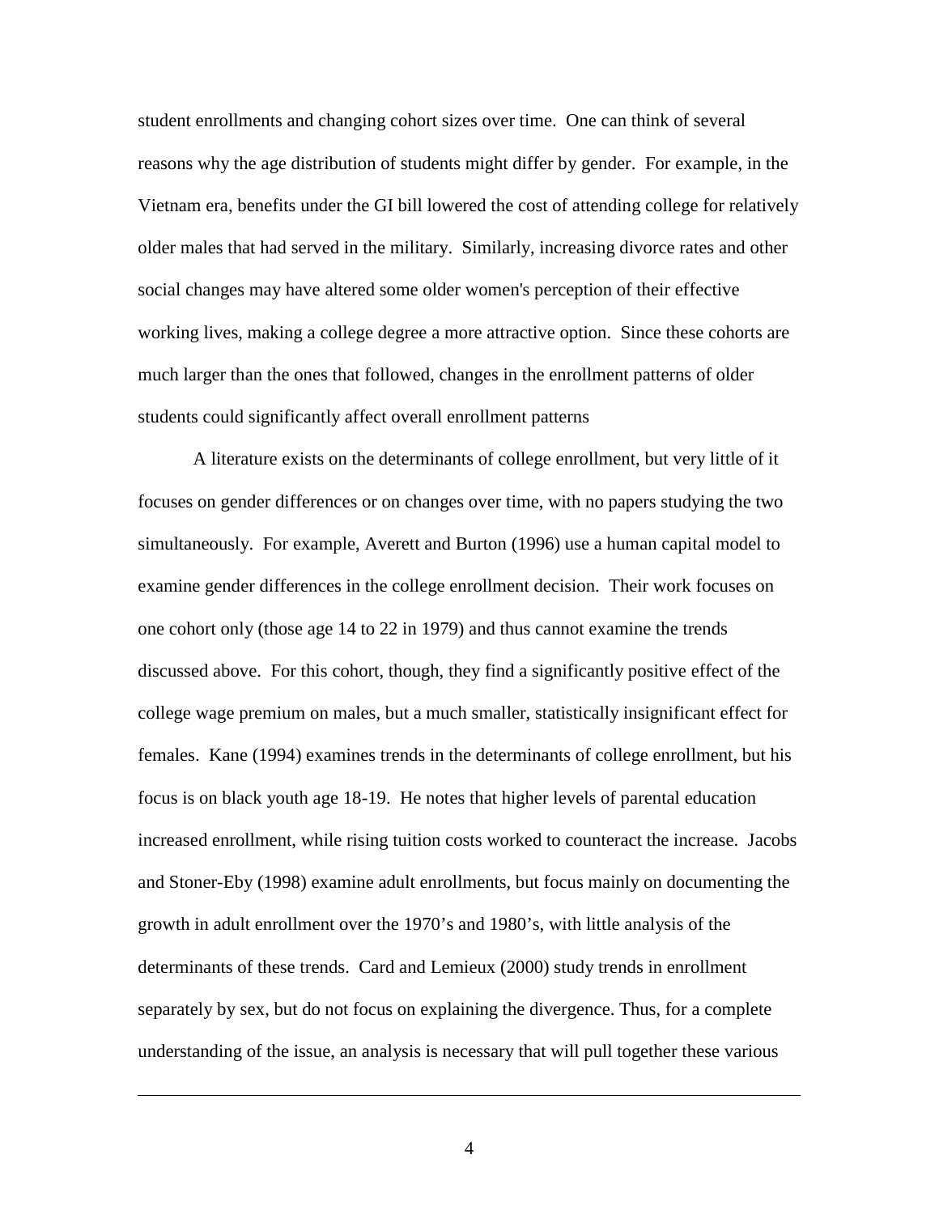student enrollments and changing cohort sizes over time. One can think of several reasons why the age distribution of students might differ by gender. For example, in the Vietnam era, benefits under the GI bill lowered the cost of attending college for relatively older males that had served in the military. Similarly, increasing divorce rates and other social changes may have altered some older women's perception of their effective working lives, making a college degree a more attractive option. Since these cohorts are much larger than the ones that followed, changes in the enrollment patterns of older students could significantly affect overall enrollment patterns

A literature exists on the determinants of college enrollment, but very little of it focuses on gender differences or on changes over time, with no papers studying the two simultaneously. For example, Averett and Burton (1996) use a human capital model to examine gender differences in the college enrollment decision. Their work focuses on one cohort only (those age 14 to 22 in 1979) and thus cannot examine the trends discussed above. For this cohort, though, they find a significantly positive effect of the college wage premium on males, but a much smaller, statistically insignificant effect for females. Kane (1994) examines trends in the determinants of college enrollment, but his focus is on black youth age 18-19. He notes that higher levels of parental education increased enrollment, while rising tuition costs worked to counteract the increase. Jacobs and Stoner-Eby (1998) examine adult enrollments, but focus mainly on documenting the growth in adult enrollment over the 1970's and 1980's, with little analysis of the determinants of these trends. Card and Lemieux (2000) study trends in enrollment separately by sex, but do not focus on explaining the divergence. Thus, for a complete understanding of the issue, an analysis is necessary that will pull together these various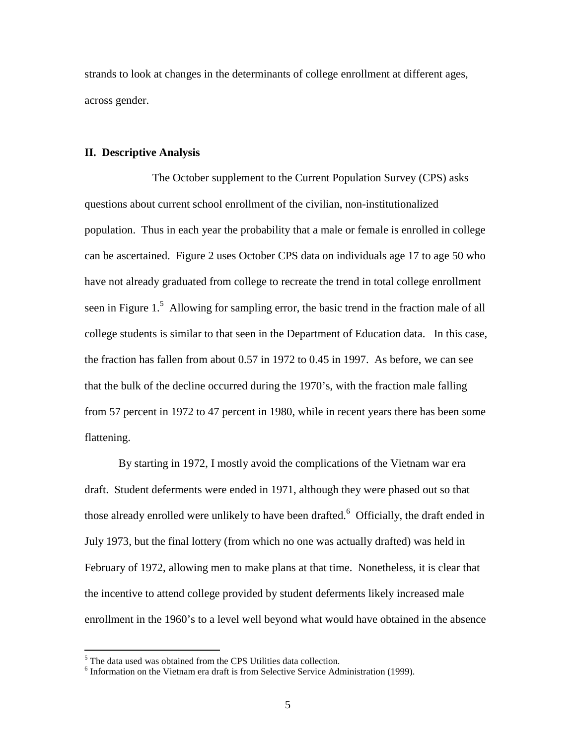strands to look at changes in the determinants of college enrollment at different ages, across gender.

## II. Descriptive Analysis

The October supplement to the Current Population Survey (CPS) asks questions about current school enrollment of the civilian, non-institutionalized population. Thus in each year the probability that a male or female is enrolled in college can be ascertained. Figure 2 uses October CPS data on individuals age 17 to age 50 who have not already graduated from college to recreate the trend in total college enrollment seen in Figure 1.[5] Allowing for sampling error, the basic trend in the fraction male of all college students is similar to that seen in the Department of Education data. In this case, the fraction has fallen from about 0.57 in 1972 to 0.45 in 1997. As before, we can see that the bulk of the decline occurred during the 1970's, with the fraction male falling from 57 percent in 1972 to 47 percent in 1980, while in recent years there has been some flattening.

By starting in 1972, I mostly avoid the complications of the Vietnam war era draft. Student deferments were ended in 1971, although they were phased out so that those already enrolled were unlikely to have been drafted.[6] Officially, the draft ended in July 1973, but the final lottery (from which no one was actually drafted) was held in February of 1972, allowing men to make plans at that time. Nonetheless, it is clear that the incentive to attend college provided by student deferments likely increased male enrollment in the 1960's to a level well beyond what would have obtained in the absence

[5] The data used was obtained from the CPS Utilities data collection.

[6] Information on the Vietnam era draft is from Selective Service Administration (1999).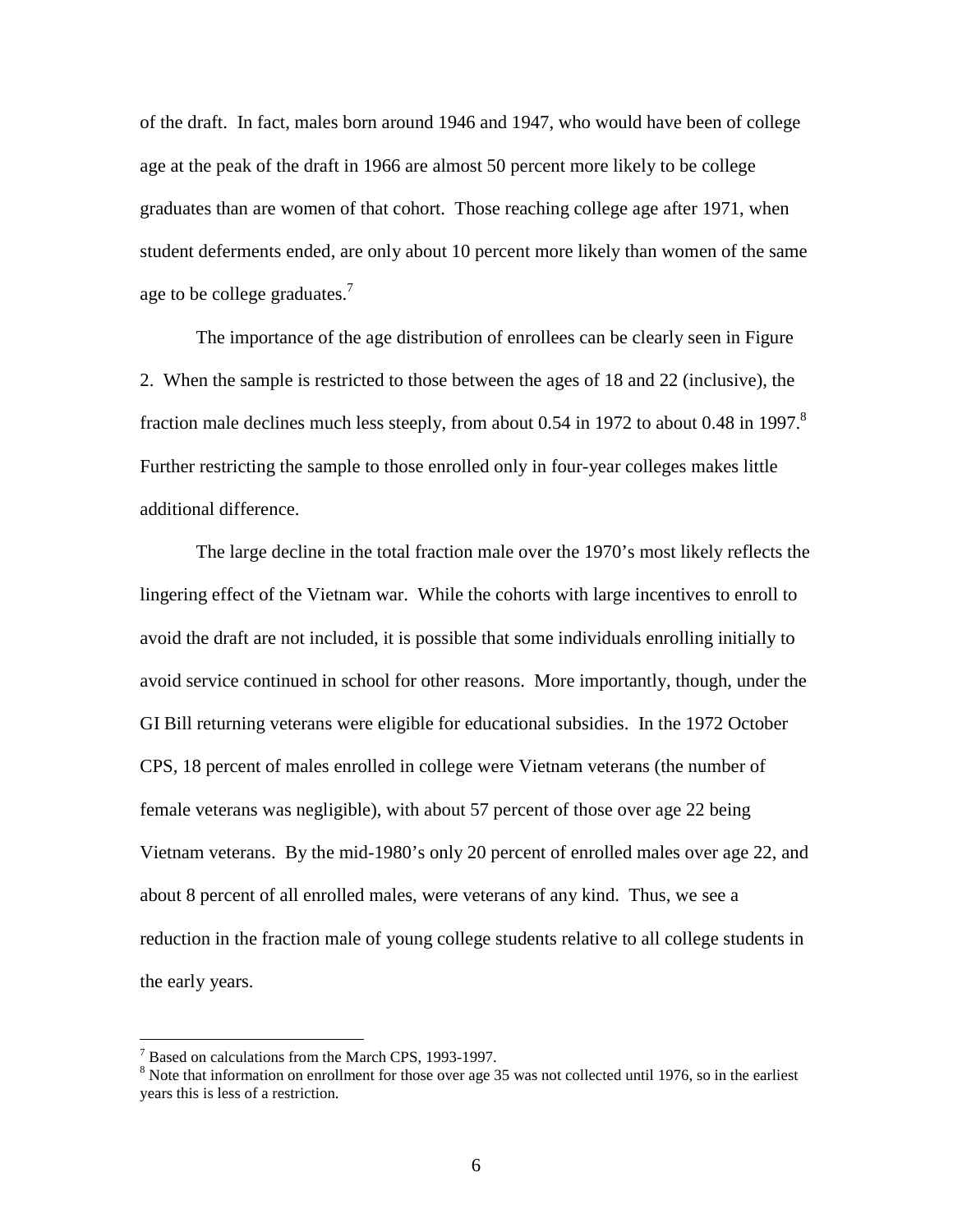of the draft. In fact, males born around 1946 and 1947, who would have been of college age at the peak of the draft in 1966 are almost 50 percent more likely to be college graduates than are women of that cohort. Those reaching college age after 1971, when student deferments ended, are only about 10 percent more likely than women of the same age to be college graduates.[7]

The importance of the age distribution of enrollees can be clearly seen in Figure 2. When the sample is restricted to those between the ages of 18 and 22 (inclusive), the fraction male declines much less steeply, from about 0.54 in 1972 to about 0.48 in 1997.[8] Further restricting the sample to those enrolled only in four-year colleges makes little additional difference.

The large decline in the total fraction male over the 1970's most likely reflects the lingering effect of the Vietnam war. While the cohorts with large incentives to enroll to avoid the draft are not included, it is possible that some individuals enrolling initially to avoid service continued in school for other reasons. More importantly, though, under the GI Bill returning veterans were eligible for educational subsidies. In the 1972 October CPS, 18 percent of males enrolled in college were Vietnam veterans (the number of female veterans was negligible), with about 57 percent of those over age 22 being Vietnam veterans. By the mid-1980's only 20 percent of enrolled males over age 22, and about 8 percent of all enrolled males, were veterans of any kind. Thus, we see a reduction in the fraction male of young college students relative to all college students in the early years.

---

[7] Based on calculations from the March CPS, 1993-1997.

[8] Note that information on enrollment for those over age 35 was not collected until 1976, so in the earliest years this is less of a restriction.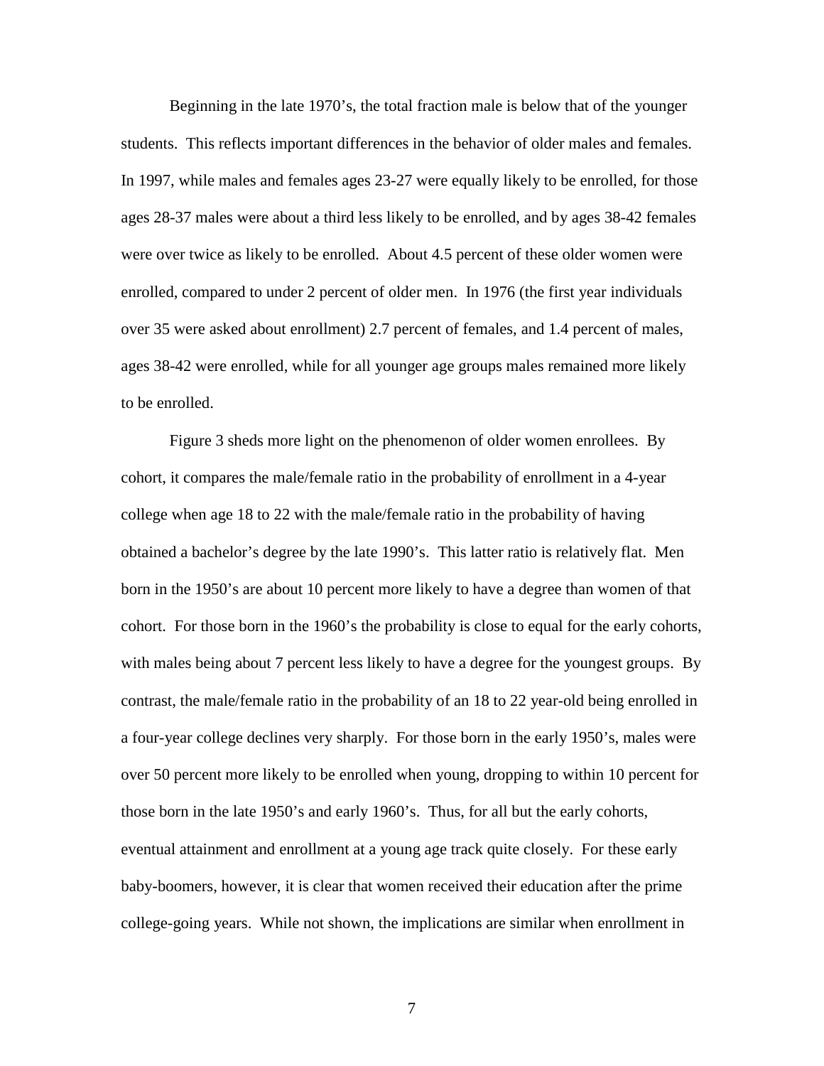Beginning in the late 1970's, the total fraction male is below that of the younger students. This reflects important differences in the behavior of older males and females. In 1997, while males and females ages 23-27 were equally likely to be enrolled, for those ages 28-37 males were about a third less likely to be enrolled, and by ages 38-42 females were over twice as likely to be enrolled. About 4.5 percent of these older women were enrolled, compared to under 2 percent of older men. In 1976 (the first year individuals over 35 were asked about enrollment) 2.7 percent of females, and 1.4 percent of males, ages 38-42 were enrolled, while for all younger age groups males remained more likely to be enrolled.

Figure 3 sheds more light on the phenomenon of older women enrollees. By cohort, it compares the male/female ratio in the probability of enrollment in a 4-year college when age 18 to 22 with the male/female ratio in the probability of having obtained a bachelor's degree by the late 1990's. This latter ratio is relatively flat. Men born in the 1950's are about 10 percent more likely to have a degree than women of that cohort. For those born in the 1960's the probability is close to equal for the early cohorts, with males being about 7 percent less likely to have a degree for the youngest groups. By contrast, the male/female ratio in the probability of an 18 to 22 year-old being enrolled in a four-year college declines very sharply. For those born in the early 1950's, males were over 50 percent more likely to be enrolled when young, dropping to within 10 percent for those born in the late 1950's and early 1960's. Thus, for all but the early cohorts, eventual attainment and enrollment at a young age track quite closely. For these early baby-boomers, however, it is clear that women received their education after the prime college-going years. While not shown, the implications are similar when enrollment in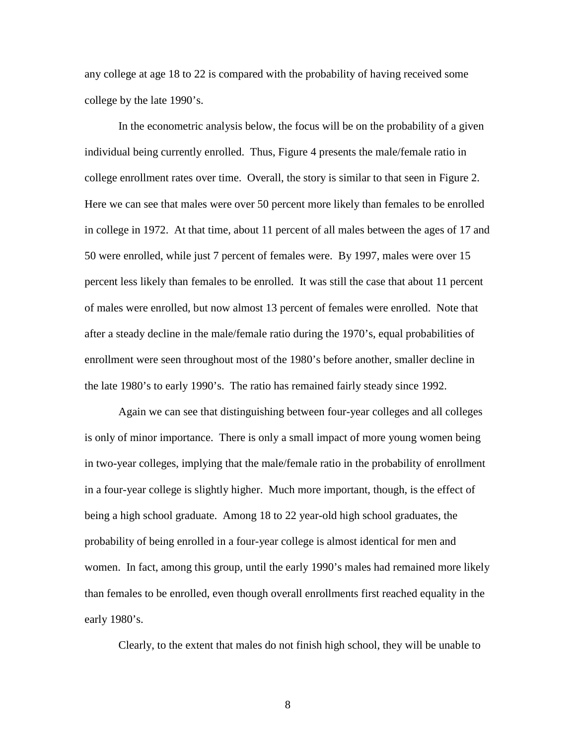any college at age 18 to 22 is compared with the probability of having received some college by the late 1990's.

In the econometric analysis below, the focus will be on the probability of a given individual being currently enrolled. Thus, Figure 4 presents the male/female ratio in college enrollment rates over time. Overall, the story is similar to that seen in Figure 2. Here we can see that males were over 50 percent more likely than females to be enrolled in college in 1972. At that time, about 11 percent of all males between the ages of 17 and 50 were enrolled, while just 7 percent of females were. By 1997, males were over 15 percent less likely than females to be enrolled. It was still the case that about 11 percent of males were enrolled, but now almost 13 percent of females were enrolled. Note that after a steady decline in the male/female ratio during the 1970's, equal probabilities of enrollment were seen throughout most of the 1980's before another, smaller decline in the late 1980's to early 1990's. The ratio has remained fairly steady since 1992.

Again we can see that distinguishing between four-year colleges and all colleges is only of minor importance. There is only a small impact of more young women being in two-year colleges, implying that the male/female ratio in the probability of enrollment in a four-year college is slightly higher. Much more important, though, is the effect of being a high school graduate. Among 18 to 22 year-old high school graduates, the probability of being enrolled in a four-year college is almost identical for men and women. In fact, among this group, until the early 1990's males had remained more likely than females to be enrolled, even though overall enrollments first reached equality in the early 1980's.

Clearly, to the extent that males do not finish high school, they will be unable to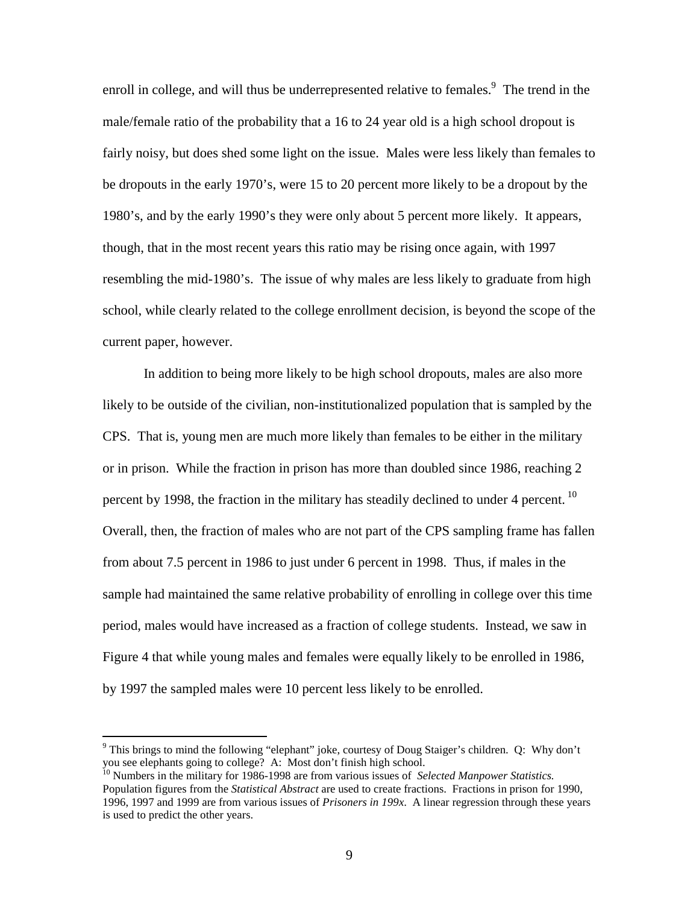enroll in college, and will thus be underrepresented relative to females.[9] The trend in the male/female ratio of the probability that a 16 to 24 year old is a high school dropout is fairly noisy, but does shed some light on the issue. Males were less likely than females to be dropouts in the early 1970's, were 15 to 20 percent more likely to be a dropout by the 1980's, and by the early 1990's they were only about 5 percent more likely. It appears, though, that in the most recent years this ratio may be rising once again, with 1997 resembling the mid-1980's. The issue of why males are less likely to graduate from high school, while clearly related to the college enrollment decision, is beyond the scope of the current paper, however.

In addition to being more likely to be high school dropouts, males are also more likely to be outside of the civilian, non-institutionalized population that is sampled by the CPS. That is, young men are much more likely than females to be either in the military or in prison. While the fraction in prison has more than doubled since 1986, reaching 2 percent by 1998, the fraction in the military has steadily declined to under 4 percent.[10] Overall, then, the fraction of males who are not part of the CPS sampling frame has fallen from about 7.5 percent in 1986 to just under 6 percent in 1998. Thus, if males in the sample had maintained the same relative probability of enrolling in college over this time period, males would have increased as a fraction of college students. Instead, we saw in Figure 4 that while young males and females were equally likely to be enrolled in 1986, by 1997 the sampled males were 10 percent less likely to be enrolled.

---

[9] This brings to mind the following "elephant" joke, courtesy of Doug Staiger's children. Q: Why don't you see elephants going to college? A: Most don't finish high school.

[10] Numbers in the military for 1986-1998 are from various issues of *Selected Manpower Statistics.* Population figures from the *Statistical Abstract* are used to create fractions. Fractions in prison for 1990, 1996, 1997 and 1999 are from various issues of *Prisoners in 199x*. A linear regression through these years is used to predict the other years.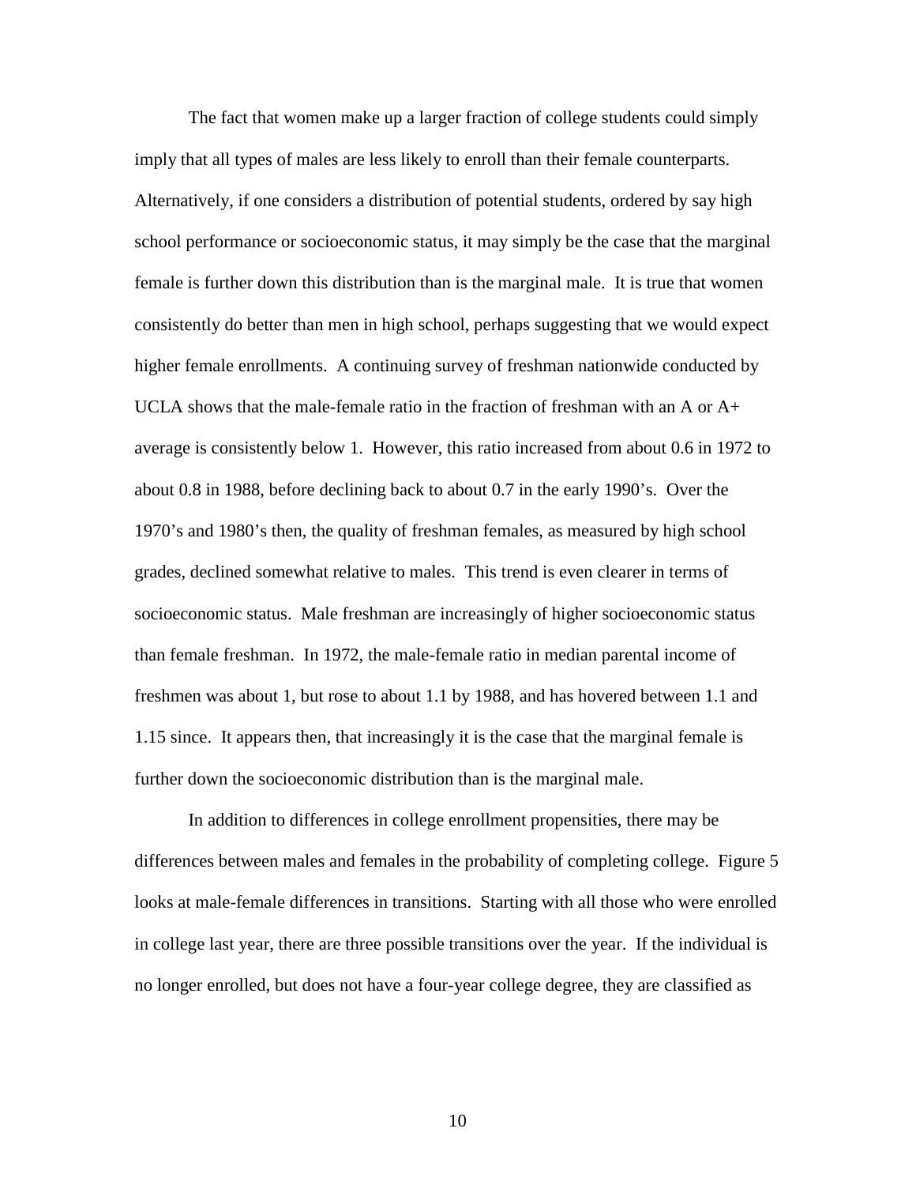The fact that women make up a larger fraction of college students could simply imply that all types of males are less likely to enroll than their female counterparts. Alternatively, if one considers a distribution of potential students, ordered by say high school performance or socioeconomic status, it may simply be the case that the marginal female is further down this distribution than is the marginal male. It is true that women consistently do better than men in high school, perhaps suggesting that we would expect higher female enrollments. A continuing survey of freshman nationwide conducted by UCLA shows that the male-female ratio in the fraction of freshman with an A or A+ average is consistently below 1. However, this ratio increased from about 0.6 in 1972 to about 0.8 in 1988, before declining back to about 0.7 in the early 1990's. Over the 1970's and 1980's then, the quality of freshman females, as measured by high school grades, declined somewhat relative to males. This trend is even clearer in terms of socioeconomic status. Male freshman are increasingly of higher socioeconomic status than female freshman. In 1972, the male-female ratio in median parental income of freshmen was about 1, but rose to about 1.1 by 1988, and has hovered between 1.1 and 1.15 since. It appears then, that increasingly it is the case that the marginal female is further down the socioeconomic distribution than is the marginal male.

In addition to differences in college enrollment propensities, there may be differences between males and females in the probability of completing college. Figure 5 looks at male-female differences in transitions. Starting with all those who were enrolled in college last year, there are three possible transitions over the year. If the individual is no longer enrolled, but does not have a four-year college degree, they are classified as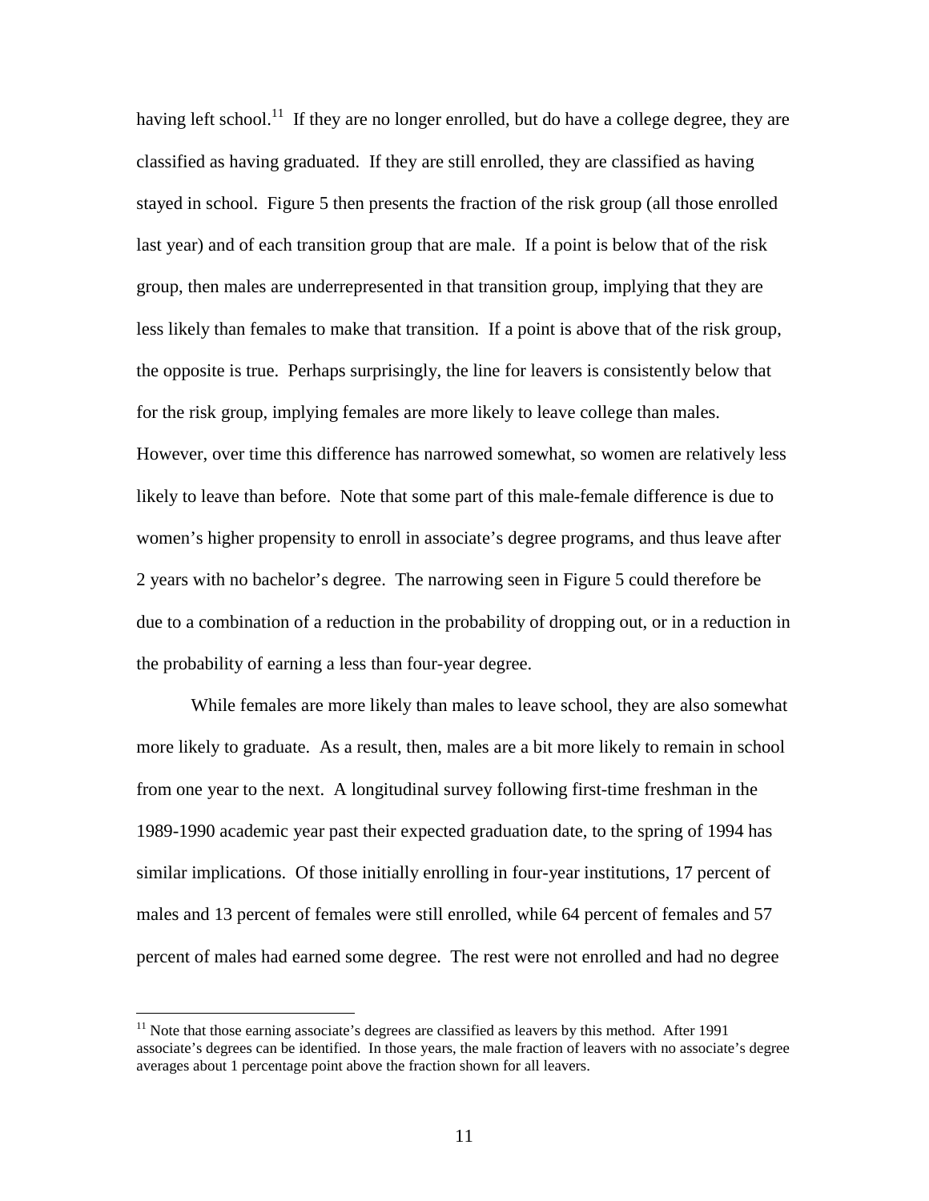having left school.[11] If they are no longer enrolled, but do have a college degree, they are classified as having graduated. If they are still enrolled, they are classified as having stayed in school. Figure 5 then presents the fraction of the risk group (all those enrolled last year) and of each transition group that are male. If a point is below that of the risk group, then males are underrepresented in that transition group, implying that they are less likely than females to make that transition. If a point is above that of the risk group, the opposite is true. Perhaps surprisingly, the line for leavers is consistently below that for the risk group, implying females are more likely to leave college than males. However, over time this difference has narrowed somewhat, so women are relatively less likely to leave than before. Note that some part of this male-female difference is due to women's higher propensity to enroll in associate's degree programs, and thus leave after 2 years with no bachelor's degree. The narrowing seen in Figure 5 could therefore be due to a combination of a reduction in the probability of dropping out, or in a reduction in the probability of earning a less than four-year degree.

While females are more likely than males to leave school, they are also somewhat more likely to graduate. As a result, then, males are a bit more likely to remain in school from one year to the next. A longitudinal survey following first-time freshman in the 1989-1990 academic year past their expected graduation date, to the spring of 1994 has similar implications. Of those initially enrolling in four-year institutions, 17 percent of males and 13 percent of females were still enrolled, while 64 percent of females and 57 percent of males had earned some degree. The rest were not enrolled and had no degree

[11] Note that those earning associate's degrees are classified as leavers by this method. After 1991 associate's degrees can be identified. In those years, the male fraction of leavers with no associate's degree averages about 1 percentage point above the fraction shown for all leavers.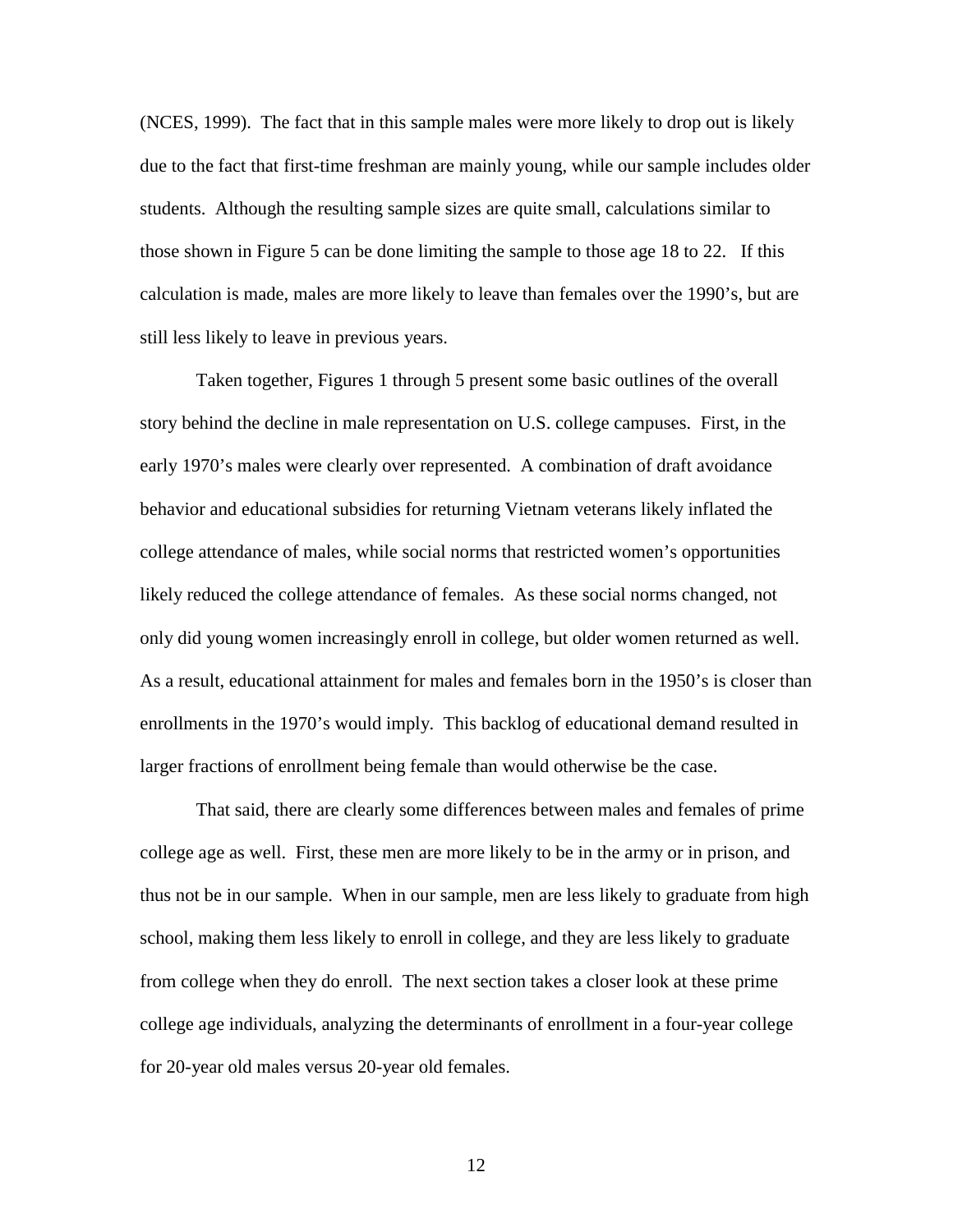(NCES, 1999). The fact that in this sample males were more likely to drop out is likely due to the fact that first-time freshman are mainly young, while our sample includes older students. Although the resulting sample sizes are quite small, calculations similar to those shown in Figure 5 can be done limiting the sample to those age 18 to 22. If this calculation is made, males are more likely to leave than females over the 1990's, but are still less likely to leave in previous years.

Taken together, Figures 1 through 5 present some basic outlines of the overall story behind the decline in male representation on U.S. college campuses. First, in the early 1970's males were clearly over represented. A combination of draft avoidance behavior and educational subsidies for returning Vietnam veterans likely inflated the college attendance of males, while social norms that restricted women's opportunities likely reduced the college attendance of females. As these social norms changed, not only did young women increasingly enroll in college, but older women returned as well. As a result, educational attainment for males and females born in the 1950's is closer than enrollments in the 1970's would imply. This backlog of educational demand resulted in larger fractions of enrollment being female than would otherwise be the case.

That said, there are clearly some differences between males and females of prime college age as well. First, these men are more likely to be in the army or in prison, and thus not be in our sample. When in our sample, men are less likely to graduate from high school, making them less likely to enroll in college, and they are less likely to graduate from college when they do enroll. The next section takes a closer look at these prime college age individuals, analyzing the determinants of enrollment in a four-year college for 20-year old males versus 20-year old females.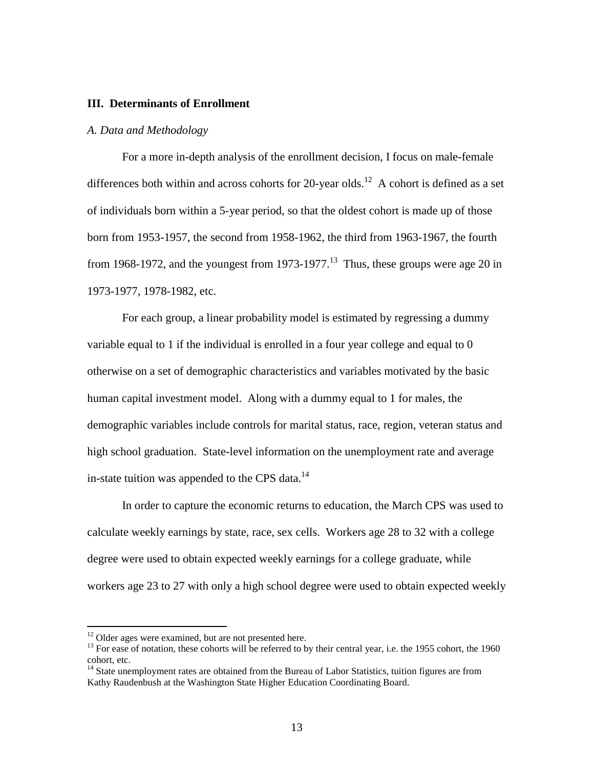## III. Determinants of Enrollment

### *A. Data and Methodology*

For a more in-depth analysis of the enrollment decision, I focus on male-female differences both within and across cohorts for 20-year olds.[12] A cohort is defined as a set of individuals born within a 5-year period, so that the oldest cohort is made up of those born from 1953-1957, the second from 1958-1962, the third from 1963-1967, the fourth from 1968-1972, and the youngest from 1973-1977.[13] Thus, these groups were age 20 in 1973-1977, 1978-1982, etc.

For each group, a linear probability model is estimated by regressing a dummy variable equal to 1 if the individual is enrolled in a four year college and equal to 0 otherwise on a set of demographic characteristics and variables motivated by the basic human capital investment model. Along with a dummy equal to 1 for males, the demographic variables include controls for marital status, race, region, veteran status and high school graduation. State-level information on the unemployment rate and average in-state tuition was appended to the CPS data.[14]

In order to capture the economic returns to education, the March CPS was used to calculate weekly earnings by state, race, sex cells. Workers age 28 to 32 with a college degree were used to obtain expected weekly earnings for a college graduate, while workers age 23 to 27 with only a high school degree were used to obtain expected weekly

---

[12] Older ages were examined, but are not presented here.

[13] For ease of notation, these cohorts will be referred to by their central year, i.e. the 1955 cohort, the 1960 cohort, etc.

[14] State unemployment rates are obtained from the Bureau of Labor Statistics, tuition figures are from Kathy Raudenbush at the Washington State Higher Education Coordinating Board.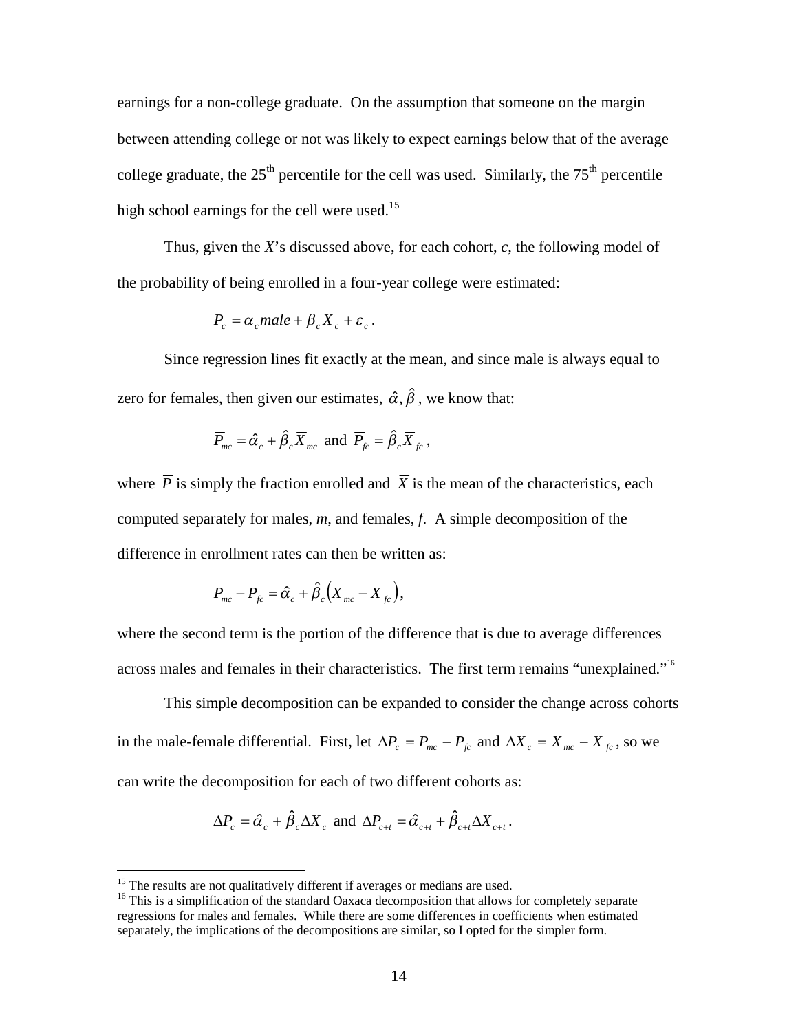earnings for a non-college graduate. On the assumption that someone on the margin between attending college or not was likely to expect earnings below that of the average college graduate, the 25th percentile for the cell was used. Similarly, the 75th percentile high school earnings for the cell were used.[15]

Thus, given the *X*'s discussed above, for each cohort, *c*, the following model of the probability of being enrolled in a four-year college were estimated:

$$P_c = \alpha_c male + \beta_c X_c + \varepsilon_c .$$

Since regression lines fit exactly at the mean, and since male is always equal to zero for females, then given our estimates, $\hat{\alpha}, \hat{\beta}$, we know that:

$$\overline{P}_{mc} = \hat{\alpha}_c + \hat{\beta}_c \overline{X}_{mc} \text{ and } \overline{P}_{fc} = \hat{\beta}_c \overline{X}_{fc} ,$$

where $\overline{P}$ is simply the fraction enrolled and $\overline{X}$ is the mean of the characteristics, each computed separately for males, *m*, and females, *f*. A simple decomposition of the difference in enrollment rates can then be written as:

$$\overline{P}_{mc} - \overline{P}_{fc} = \hat{\alpha}_c + \hat{\beta}_c \left( \overline{X}_{mc} - \overline{X}_{fc} \right),$$

where the second term is the portion of the difference that is due to average differences across males and females in their characteristics. The first term remains "unexplained."[16]

This simple decomposition can be expanded to consider the change across cohorts in the male-female differential. First, let $\Delta\overline{P}_c = \overline{P}_{mc} - \overline{P}_{fc}$ and $\Delta\overline{X}_c = \overline{X}_{mc} - \overline{X}_{fc}$, so we can write the decomposition for each of two different cohorts as:

$$\Delta\overline{P}_c = \hat{\alpha}_c + \hat{\beta}_c \Delta\overline{X}_c \text{ and } \Delta\overline{P}_{c+t} = \hat{\alpha}_{c+t} + \hat{\beta}_{c+t} \Delta\overline{X}_{c+t} .$$

---

[15] The results are not qualitatively different if averages or medians are used.

[16] This is a simplification of the standard Oaxaca decomposition that allows for completely separate regressions for males and females. While there are some differences in coefficients when estimated separately, the implications of the decompositions are similar, so I opted for the simpler form.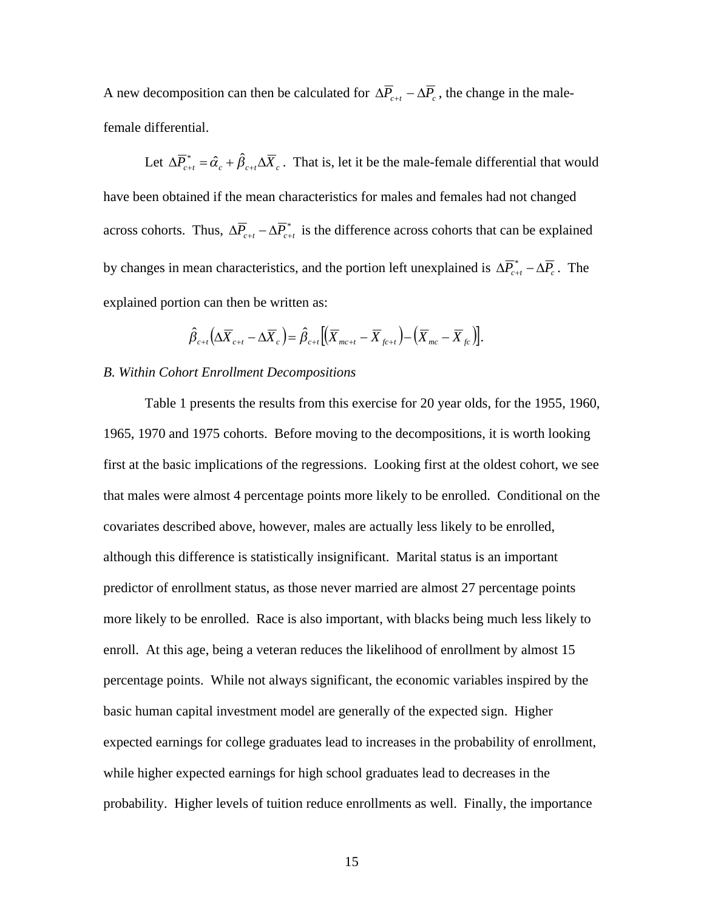A new decomposition can then be calculated for $\Delta\overline{P}_{c+t} - \Delta\overline{P}_c$, the change in the male-female differential.

Let $\Delta\overline{P}^*_{c+t} = \hat{\alpha}_c + \hat{\beta}_{c+t}\Delta\overline{X}_c$. That is, let it be the male-female differential that would have been obtained if the mean characteristics for males and females had not changed across cohorts. Thus, $\Delta\overline{P}_{c+t} - \Delta\overline{P}^*_{c+t}$ is the difference across cohorts that can be explained by changes in mean characteristics, and the portion left unexplained is $\Delta\overline{P}^*_{c+t} - \Delta\overline{P}_c$. The explained portion can then be written as:

$$\hat{\beta}_{c+t}\left(\Delta\overline{X}_{c+t} - \Delta\overline{X}_c\right) = \hat{\beta}_{c+t}\left[\left(\overline{X}_{mc+t} - \overline{X}_{fc+t}\right) - \left(\overline{X}_{mc} - \overline{X}_{fc}\right)\right].$$

*B. Within Cohort Enrollment Decompositions*

Table 1 presents the results from this exercise for 20 year olds, for the 1955, 1960, 1965, 1970 and 1975 cohorts. Before moving to the decompositions, it is worth looking first at the basic implications of the regressions. Looking first at the oldest cohort, we see that males were almost 4 percentage points more likely to be enrolled. Conditional on the covariates described above, however, males are actually less likely to be enrolled, although this difference is statistically insignificant. Marital status is an important predictor of enrollment status, as those never married are almost 27 percentage points more likely to be enrolled. Race is also important, with blacks being much less likely to enroll. At this age, being a veteran reduces the likelihood of enrollment by almost 15 percentage points. While not always significant, the economic variables inspired by the basic human capital investment model are generally of the expected sign. Higher expected earnings for college graduates lead to increases in the probability of enrollment, while higher expected earnings for high school graduates lead to decreases in the probability. Higher levels of tuition reduce enrollments as well. Finally, the importance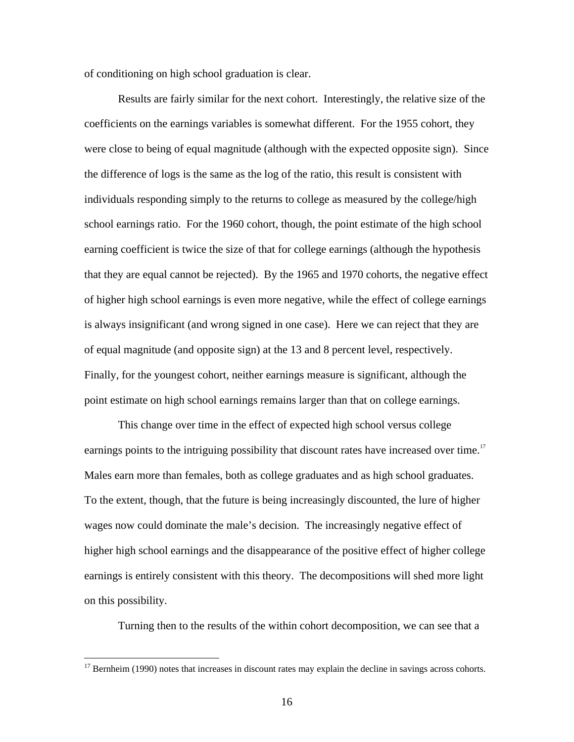of conditioning on high school graduation is clear.

Results are fairly similar for the next cohort. Interestingly, the relative size of the coefficients on the earnings variables is somewhat different. For the 1955 cohort, they were close to being of equal magnitude (although with the expected opposite sign). Since the difference of logs is the same as the log of the ratio, this result is consistent with individuals responding simply to the returns to college as measured by the college/high school earnings ratio. For the 1960 cohort, though, the point estimate of the high school earning coefficient is twice the size of that for college earnings (although the hypothesis that they are equal cannot be rejected). By the 1965 and 1970 cohorts, the negative effect of higher high school earnings is even more negative, while the effect of college earnings is always insignificant (and wrong signed in one case). Here we can reject that they are of equal magnitude (and opposite sign) at the 13 and 8 percent level, respectively. Finally, for the youngest cohort, neither earnings measure is significant, although the point estimate on high school earnings remains larger than that on college earnings.

This change over time in the effect of expected high school versus college earnings points to the intriguing possibility that discount rates have increased over time.[17] Males earn more than females, both as college graduates and as high school graduates. To the extent, though, that the future is being increasingly discounted, the lure of higher wages now could dominate the male's decision. The increasingly negative effect of higher high school earnings and the disappearance of the positive effect of higher college earnings is entirely consistent with this theory. The decompositions will shed more light on this possibility.

Turning then to the results of the within cohort decomposition, we can see that a

---

[17] Bernheim (1990) notes that increases in discount rates may explain the decline in savings across cohorts.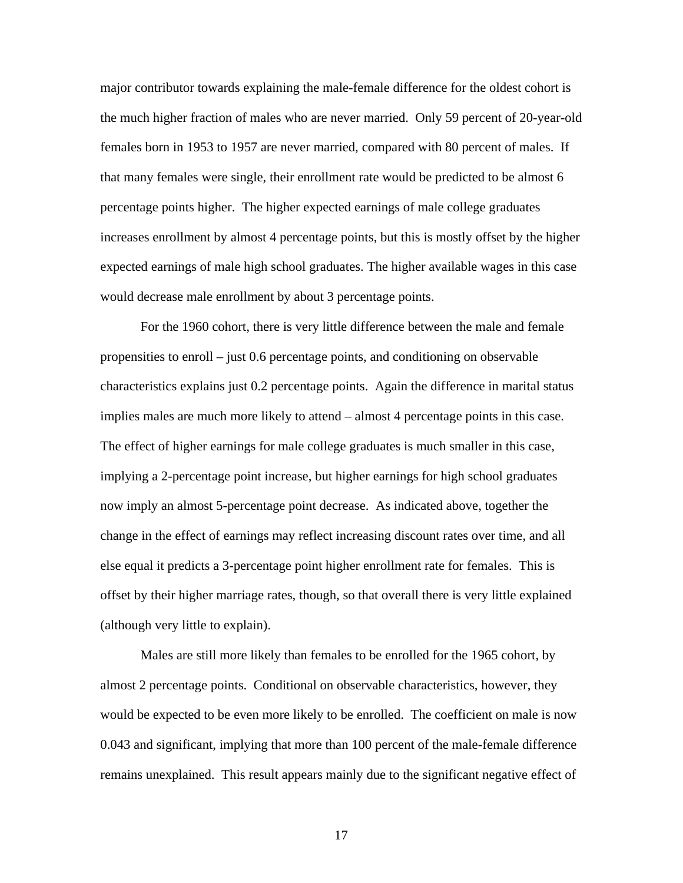major contributor towards explaining the male-female difference for the oldest cohort is the much higher fraction of males who are never married. Only 59 percent of 20-year-old females born in 1953 to 1957 are never married, compared with 80 percent of males. If that many females were single, their enrollment rate would be predicted to be almost 6 percentage points higher. The higher expected earnings of male college graduates increases enrollment by almost 4 percentage points, but this is mostly offset by the higher expected earnings of male high school graduates. The higher available wages in this case would decrease male enrollment by about 3 percentage points.

For the 1960 cohort, there is very little difference between the male and female propensities to enroll – just 0.6 percentage points, and conditioning on observable characteristics explains just 0.2 percentage points. Again the difference in marital status implies males are much more likely to attend – almost 4 percentage points in this case. The effect of higher earnings for male college graduates is much smaller in this case, implying a 2-percentage point increase, but higher earnings for high school graduates now imply an almost 5-percentage point decrease. As indicated above, together the change in the effect of earnings may reflect increasing discount rates over time, and all else equal it predicts a 3-percentage point higher enrollment rate for females. This is offset by their higher marriage rates, though, so that overall there is very little explained (although very little to explain).

Males are still more likely than females to be enrolled for the 1965 cohort, by almost 2 percentage points. Conditional on observable characteristics, however, they would be expected to be even more likely to be enrolled. The coefficient on male is now 0.043 and significant, implying that more than 100 percent of the male-female difference remains unexplained. This result appears mainly due to the significant negative effect of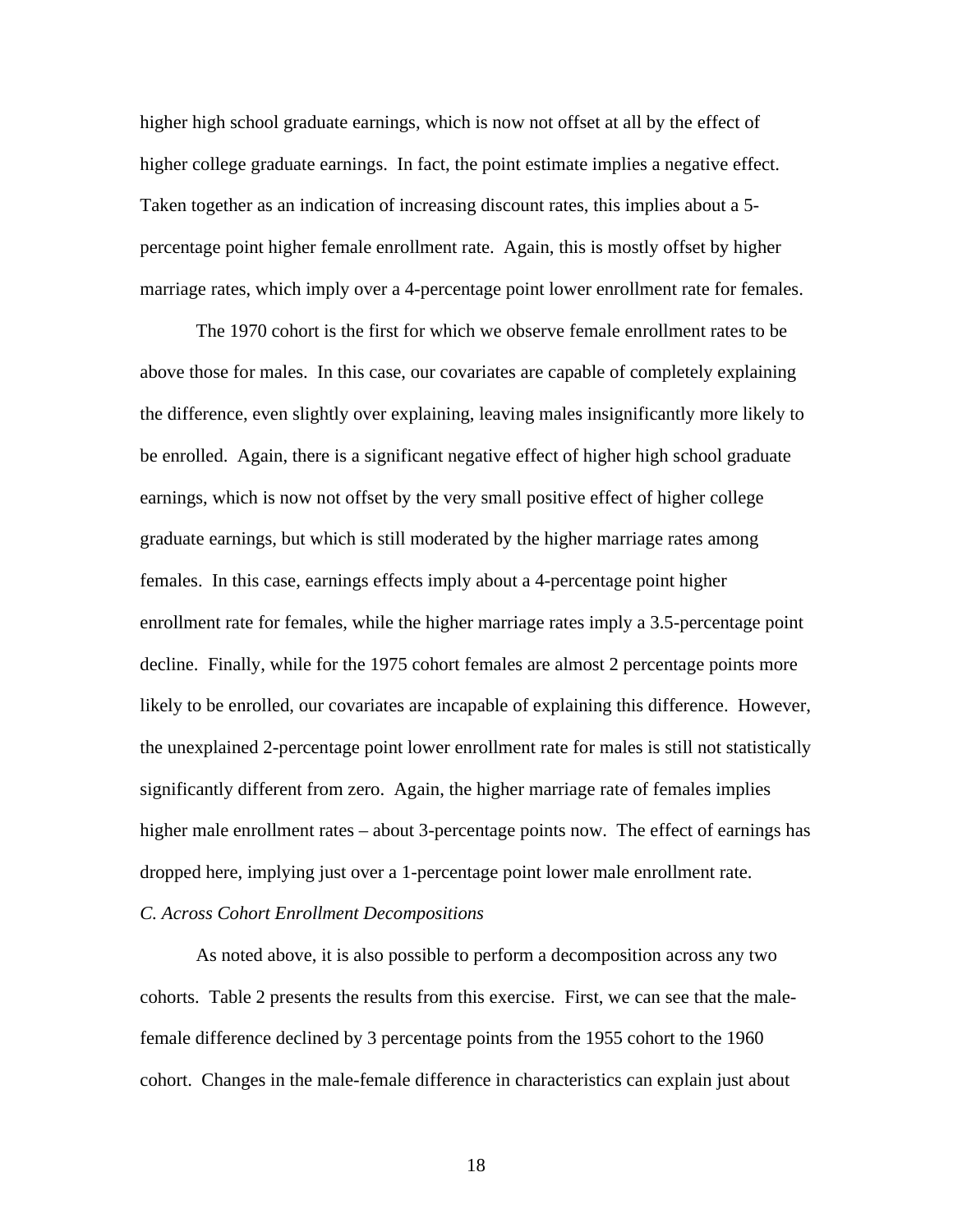higher high school graduate earnings, which is now not offset at all by the effect of higher college graduate earnings. In fact, the point estimate implies a negative effect. Taken together as an indication of increasing discount rates, this implies about a 5-percentage point higher female enrollment rate. Again, this is mostly offset by higher marriage rates, which imply over a 4-percentage point lower enrollment rate for females.

The 1970 cohort is the first for which we observe female enrollment rates to be above those for males. In this case, our covariates are capable of completely explaining the difference, even slightly over explaining, leaving males insignificantly more likely to be enrolled. Again, there is a significant negative effect of higher high school graduate earnings, which is now not offset by the very small positive effect of higher college graduate earnings, but which is still moderated by the higher marriage rates among females. In this case, earnings effects imply about a 4-percentage point higher enrollment rate for females, while the higher marriage rates imply a 3.5-percentage point decline. Finally, while for the 1975 cohort females are almost 2 percentage points more likely to be enrolled, our covariates are incapable of explaining this difference. However, the unexplained 2-percentage point lower enrollment rate for males is still not statistically significantly different from zero. Again, the higher marriage rate of females implies higher male enrollment rates – about 3-percentage points now. The effect of earnings has dropped here, implying just over a 1-percentage point lower male enrollment rate.

*C. Across Cohort Enrollment Decompositions*

As noted above, it is also possible to perform a decomposition across any two cohorts. Table 2 presents the results from this exercise. First, we can see that the male-female difference declined by 3 percentage points from the 1955 cohort to the 1960 cohort. Changes in the male-female difference in characteristics can explain just about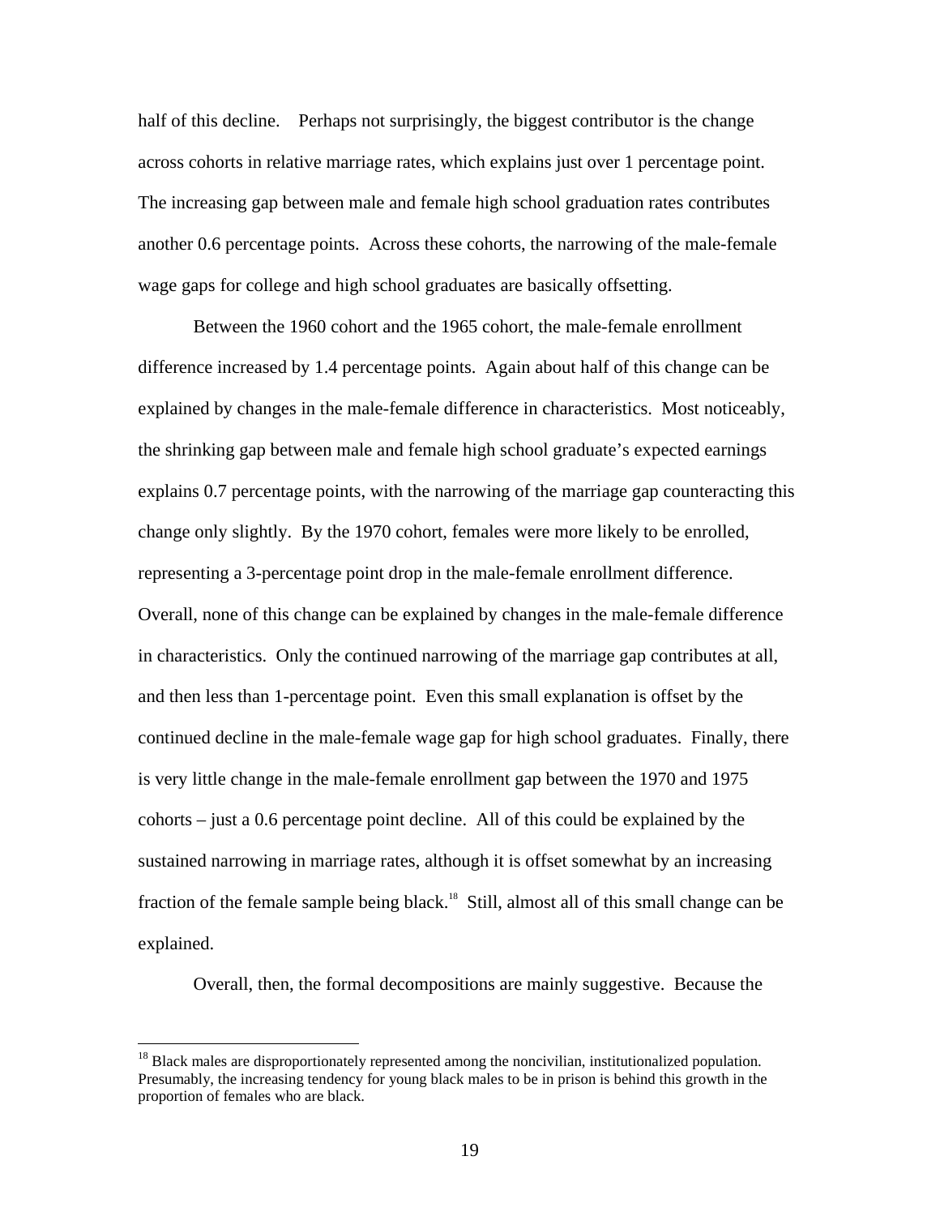half of this decline. Perhaps not surprisingly, the biggest contributor is the change across cohorts in relative marriage rates, which explains just over 1 percentage point. The increasing gap between male and female high school graduation rates contributes another 0.6 percentage points. Across these cohorts, the narrowing of the male-female wage gaps for college and high school graduates are basically offsetting.

Between the 1960 cohort and the 1965 cohort, the male-female enrollment difference increased by 1.4 percentage points. Again about half of this change can be explained by changes in the male-female difference in characteristics. Most noticeably, the shrinking gap between male and female high school graduate's expected earnings explains 0.7 percentage points, with the narrowing of the marriage gap counteracting this change only slightly. By the 1970 cohort, females were more likely to be enrolled, representing a 3-percentage point drop in the male-female enrollment difference. Overall, none of this change can be explained by changes in the male-female difference in characteristics. Only the continued narrowing of the marriage gap contributes at all, and then less than 1-percentage point. Even this small explanation is offset by the continued decline in the male-female wage gap for high school graduates. Finally, there is very little change in the male-female enrollment gap between the 1970 and 1975 cohorts – just a 0.6 percentage point decline. All of this could be explained by the sustained narrowing in marriage rates, although it is offset somewhat by an increasing fraction of the female sample being black.[18] Still, almost all of this small change can be explained.

Overall, then, the formal decompositions are mainly suggestive. Because the

[18] Black males are disproportionately represented among the noncivilian, institutionalized population. Presumably, the increasing tendency for young black males to be in prison is behind this growth in the proportion of females who are black.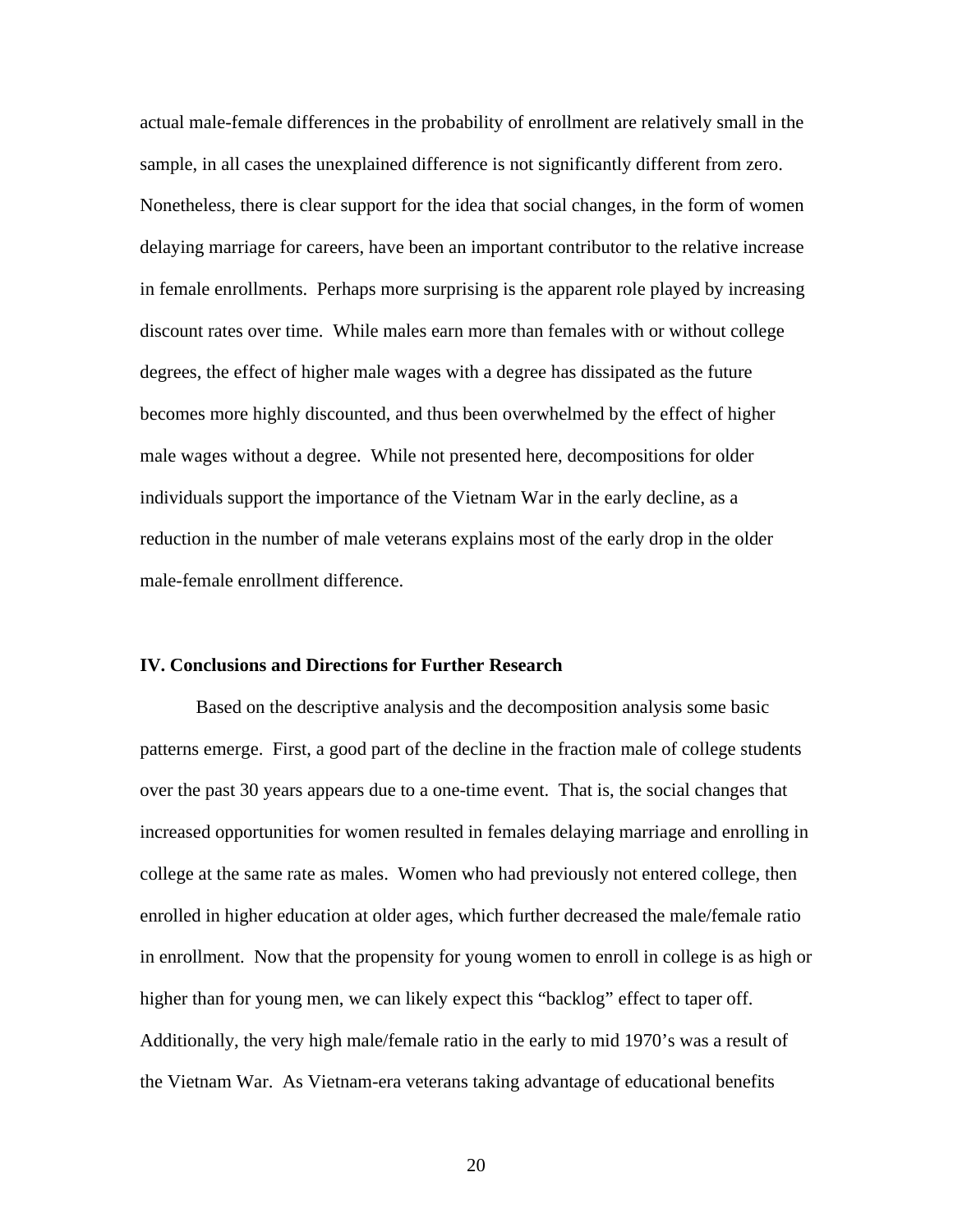actual male-female differences in the probability of enrollment are relatively small in the sample, in all cases the unexplained difference is not significantly different from zero. Nonetheless, there is clear support for the idea that social changes, in the form of women delaying marriage for careers, have been an important contributor to the relative increase in female enrollments. Perhaps more surprising is the apparent role played by increasing discount rates over time. While males earn more than females with or without college degrees, the effect of higher male wages with a degree has dissipated as the future becomes more highly discounted, and thus been overwhelmed by the effect of higher male wages without a degree. While not presented here, decompositions for older individuals support the importance of the Vietnam War in the early decline, as a reduction in the number of male veterans explains most of the early drop in the older male-female enrollment difference.

## IV. Conclusions and Directions for Further Research

Based on the descriptive analysis and the decomposition analysis some basic patterns emerge. First, a good part of the decline in the fraction male of college students over the past 30 years appears due to a one-time event. That is, the social changes that increased opportunities for women resulted in females delaying marriage and enrolling in college at the same rate as males. Women who had previously not entered college, then enrolled in higher education at older ages, which further decreased the male/female ratio in enrollment. Now that the propensity for young women to enroll in college is as high or higher than for young men, we can likely expect this "backlog" effect to taper off. Additionally, the very high male/female ratio in the early to mid 1970's was a result of the Vietnam War. As Vietnam-era veterans taking advantage of educational benefits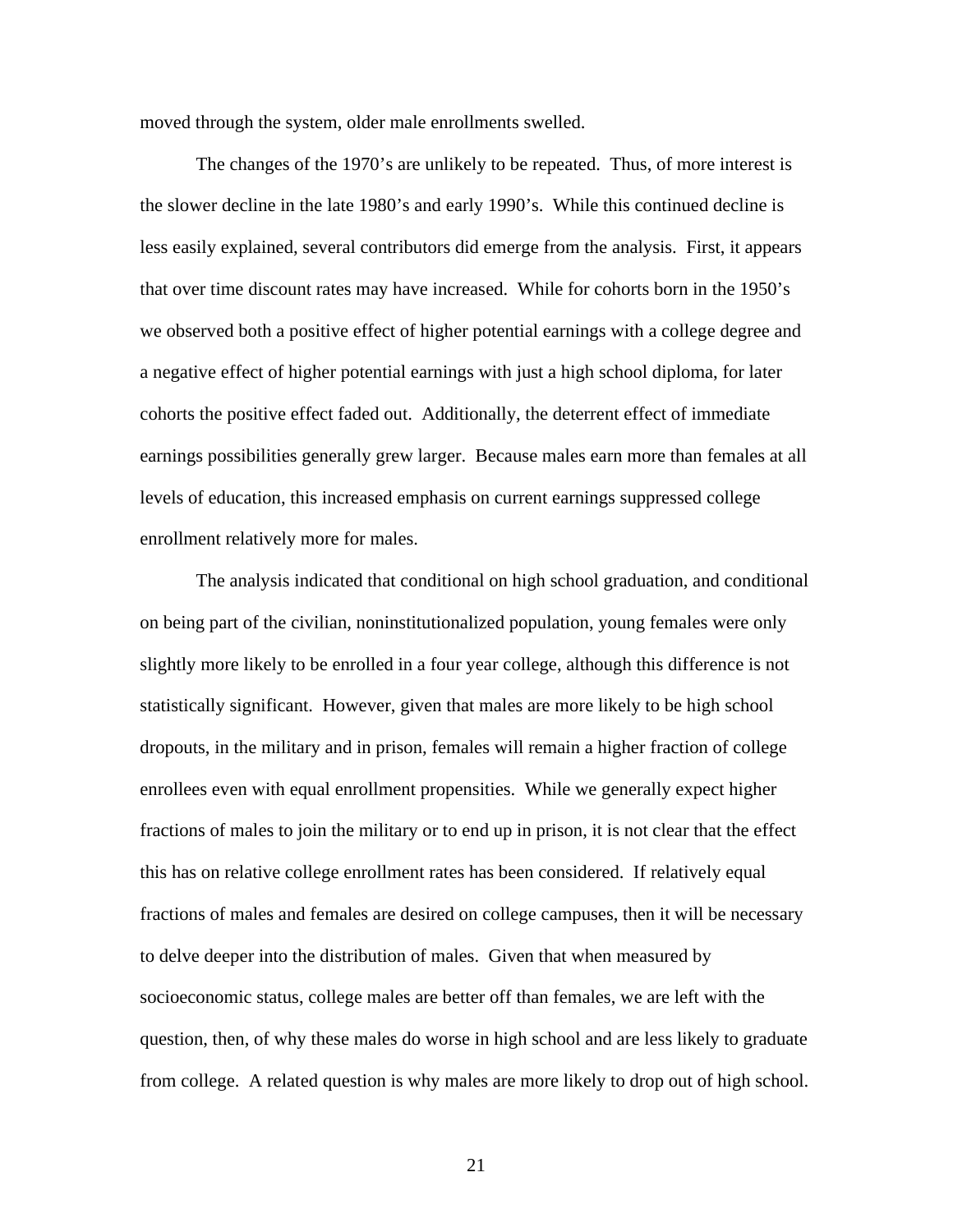moved through the system, older male enrollments swelled.

The changes of the 1970's are unlikely to be repeated. Thus, of more interest is the slower decline in the late 1980's and early 1990's. While this continued decline is less easily explained, several contributors did emerge from the analysis. First, it appears that over time discount rates may have increased. While for cohorts born in the 1950's we observed both a positive effect of higher potential earnings with a college degree and a negative effect of higher potential earnings with just a high school diploma, for later cohorts the positive effect faded out. Additionally, the deterrent effect of immediate earnings possibilities generally grew larger. Because males earn more than females at all levels of education, this increased emphasis on current earnings suppressed college enrollment relatively more for males.

The analysis indicated that conditional on high school graduation, and conditional on being part of the civilian, noninstitutionalized population, young females were only slightly more likely to be enrolled in a four year college, although this difference is not statistically significant. However, given that males are more likely to be high school dropouts, in the military and in prison, females will remain a higher fraction of college enrollees even with equal enrollment propensities. While we generally expect higher fractions of males to join the military or to end up in prison, it is not clear that the effect this has on relative college enrollment rates has been considered. If relatively equal fractions of males and females are desired on college campuses, then it will be necessary to delve deeper into the distribution of males. Given that when measured by socioeconomic status, college males are better off than females, we are left with the question, then, of why these males do worse in high school and are less likely to graduate from college. A related question is why males are more likely to drop out of high school.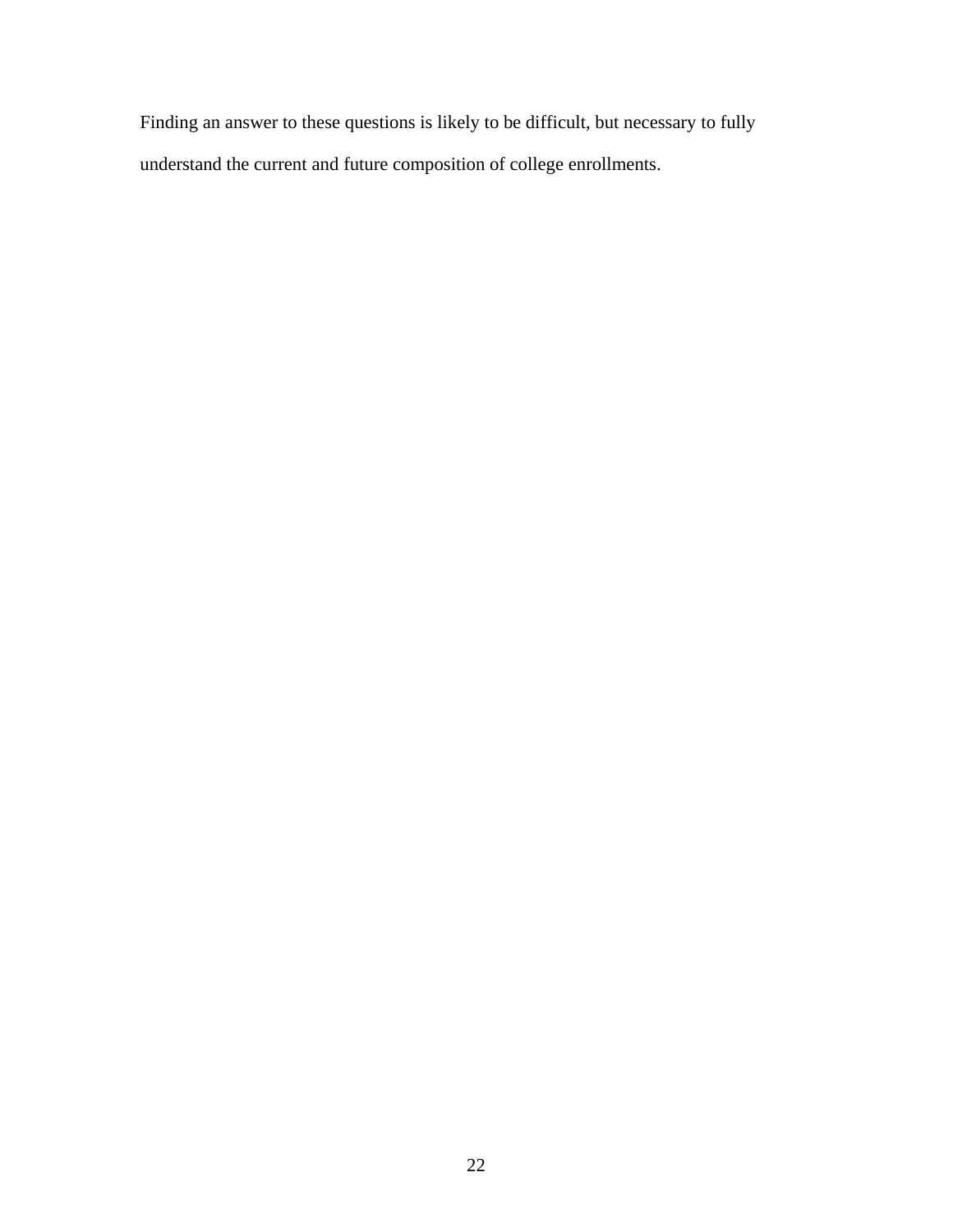Finding an answer to these questions is likely to be difficult, but necessary to fully understand the current and future composition of college enrollments.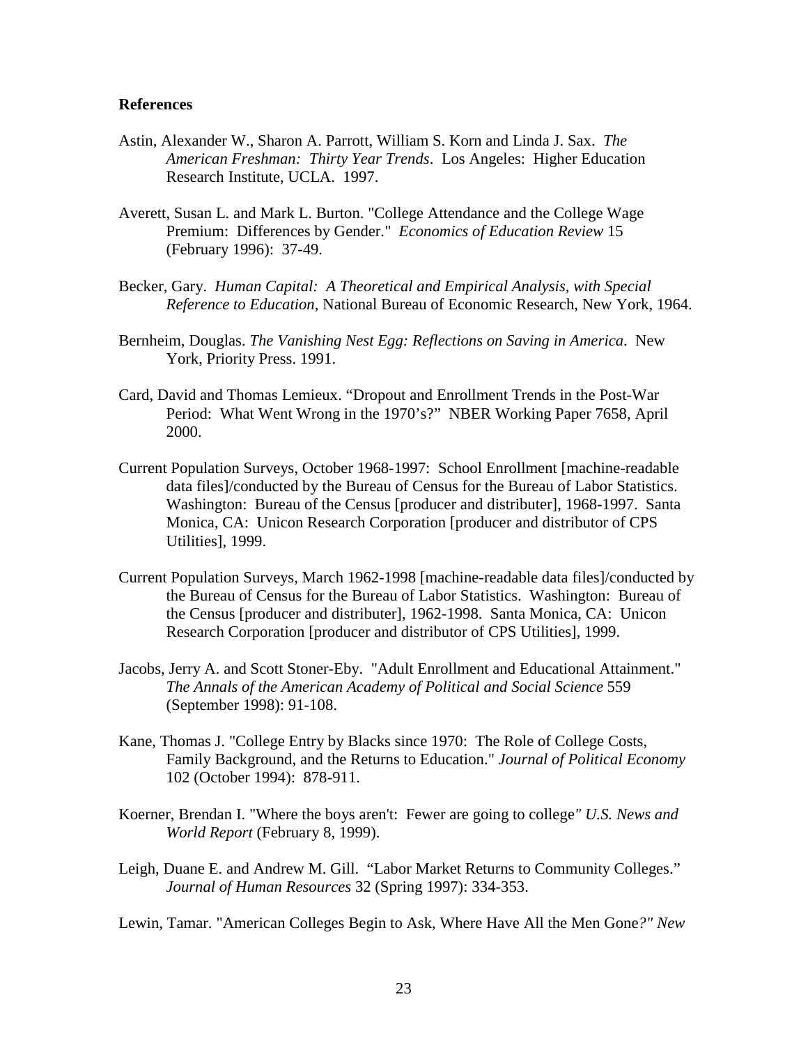**References**

Astin, Alexander W., Sharon A. Parrott, William S. Korn and Linda J. Sax. *The American Freshman: Thirty Year Trends*. Los Angeles: Higher Education Research Institute, UCLA. 1997.

Averett, Susan L. and Mark L. Burton. "College Attendance and the College Wage Premium: Differences by Gender." *Economics of Education Review* 15 (February 1996): 37-49.

Becker, Gary. *Human Capital: A Theoretical and Empirical Analysis, with Special Reference to Education*, National Bureau of Economic Research, New York, 1964.

Bernheim, Douglas. *The Vanishing Nest Egg: Reflections on Saving in America*. New York, Priority Press. 1991.

Card, David and Thomas Lemieux. "Dropout and Enrollment Trends in the Post-War Period: What Went Wrong in the 1970's?" NBER Working Paper 7658, April 2000.

Current Population Surveys, October 1968-1997: School Enrollment [machine-readable data files]/conducted by the Bureau of Census for the Bureau of Labor Statistics. Washington: Bureau of the Census [producer and distributer], 1968-1997. Santa Monica, CA: Unicon Research Corporation [producer and distributor of CPS Utilities], 1999.

Current Population Surveys, March 1962-1998 [machine-readable data files]/conducted by the Bureau of Census for the Bureau of Labor Statistics. Washington: Bureau of the Census [producer and distributer], 1962-1998. Santa Monica, CA: Unicon Research Corporation [producer and distributor of CPS Utilities], 1999.

Jacobs, Jerry A. and Scott Stoner-Eby. "Adult Enrollment and Educational Attainment." *The Annals of the American Academy of Political and Social Science* 559 (September 1998): 91-108.

Kane, Thomas J. "College Entry by Blacks since 1970: The Role of College Costs, Family Background, and the Returns to Education." *Journal of Political Economy* 102 (October 1994): 878-911.

Koerner, Brendan I. "Where the boys aren't: Fewer are going to college*" U.S. News and World Report* (February 8, 1999).

Leigh, Duane E. and Andrew M. Gill. "Labor Market Returns to Community Colleges." *Journal of Human Resources* 32 (Spring 1997): 334-353.

Lewin, Tamar. "American Colleges Begin to Ask, Where Have All the Men Gone*?" New*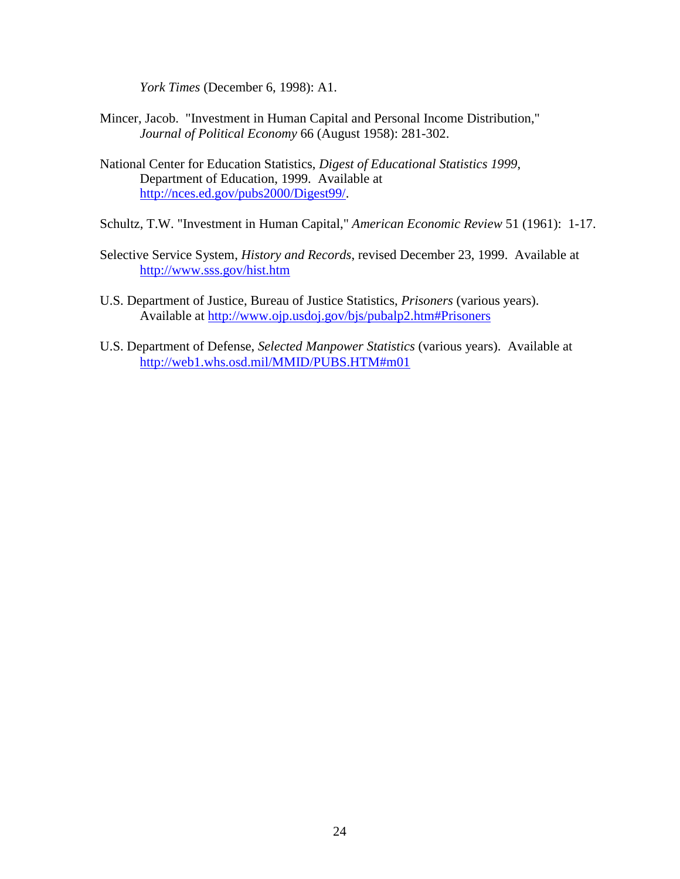*York Times* (December 6, 1998): A1.

Mincer, Jacob. "Investment in Human Capital and Personal Income Distribution," *Journal of Political Economy* 66 (August 1958): 281-302.

National Center for Education Statistics, *Digest of Educational Statistics 1999*, Department of Education, 1999. Available at http://nces.ed.gov/pubs2000/Digest99/.

Schultz, T.W. "Investment in Human Capital," *American Economic Review* 51 (1961): 1-17.

Selective Service System, *History and Records*, revised December 23, 1999. Available at http://www.sss.gov/hist.htm

U.S. Department of Justice, Bureau of Justice Statistics, *Prisoners* (various years). Available at http://www.ojp.usdoj.gov/bjs/pubalp2.htm#Prisoners

U.S. Department of Defense, *Selected Manpower Statistics* (various years). Available at http://web1.whs.osd.mil/MMID/PUBS.HTM#m01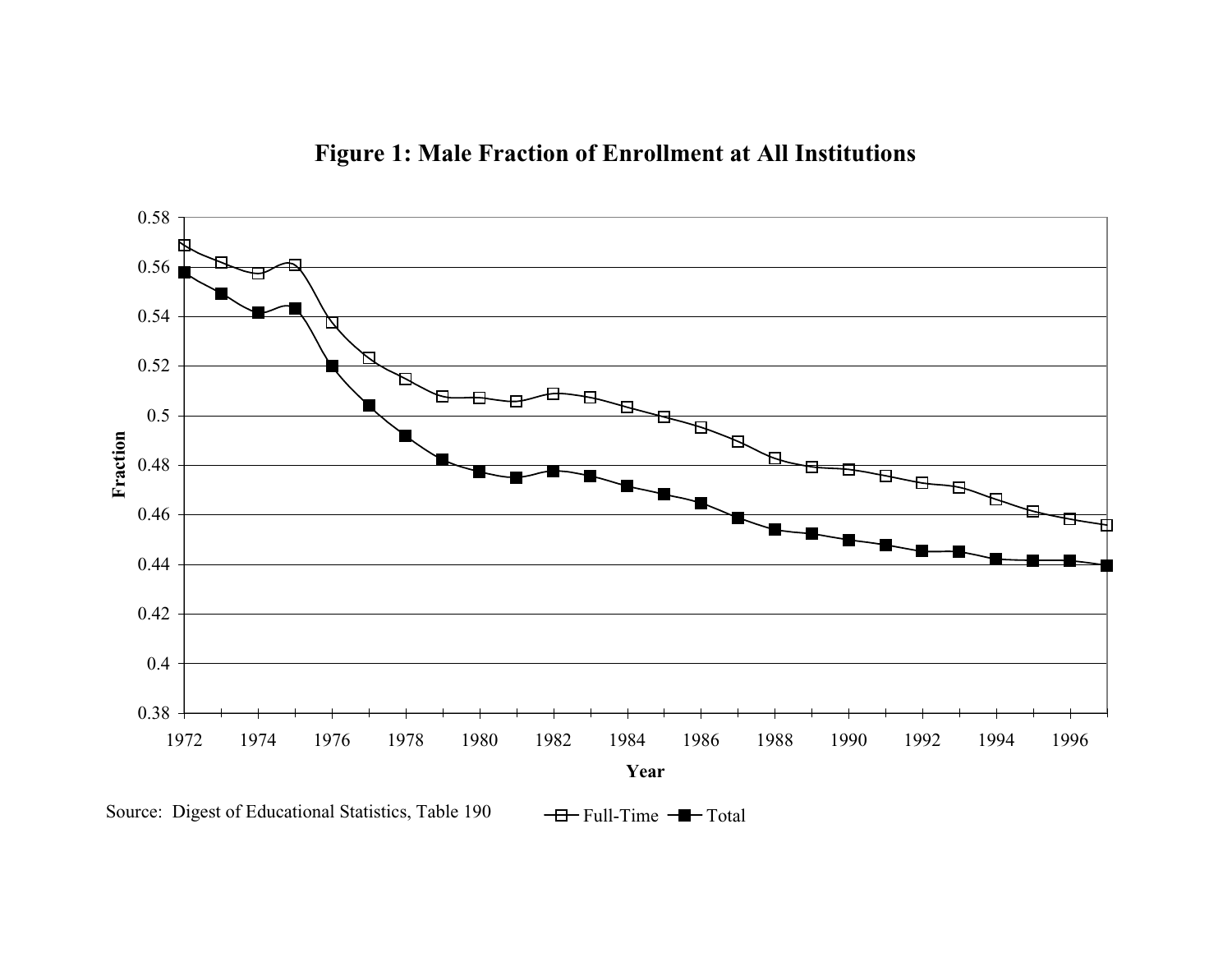**Figure 1: Male Fraction of Enrollment at All Institutions**

0.58
0.56
0.54
0.52
0.5
0.48
0.46
0.44
0.42
0.4
0.38

Fraction

1972 1974 1976 1978 1980 1982 1984 1986 1988 1990 1992 1994 1996

Year

Source: Digest of Educational Statistics, Table 190

Full-Time Total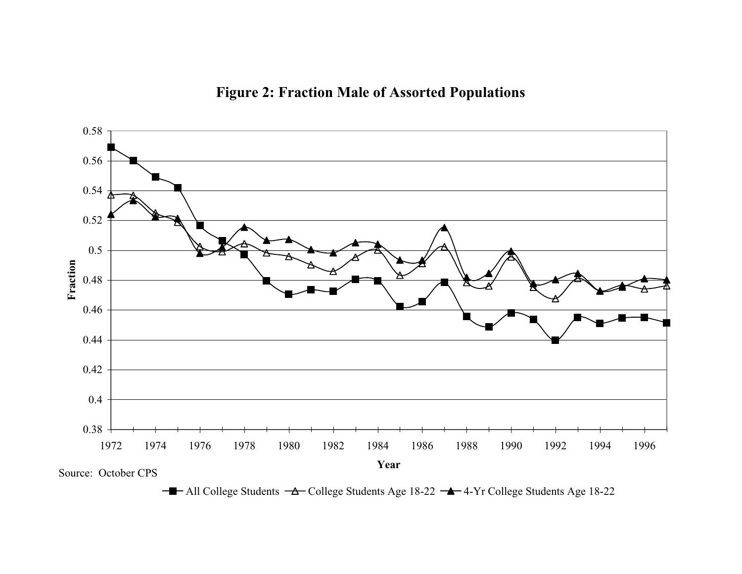# Figure 2: Fraction Male of Assorted Populations

Source: October CPS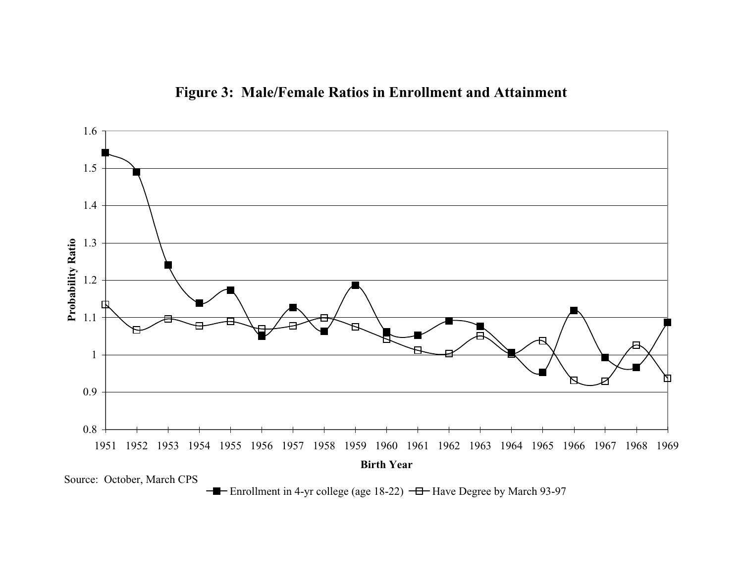**Figure 3: Male/Female Ratios in Enrollment and Attainment**

1.6
1.5
1.4
1.3
1.2
1.1
1
0.9
0.8

Probability Ratio

1951 1952 1953 1954 1955 1956 1957 1958 1959 1960 1961 1962 1963 1964 1965 1966 1967 1968 1969

**Birth Year**

Source: October, March CPS

Enrollment in 4-yr college (age 18-22) Have Degree by March 93-97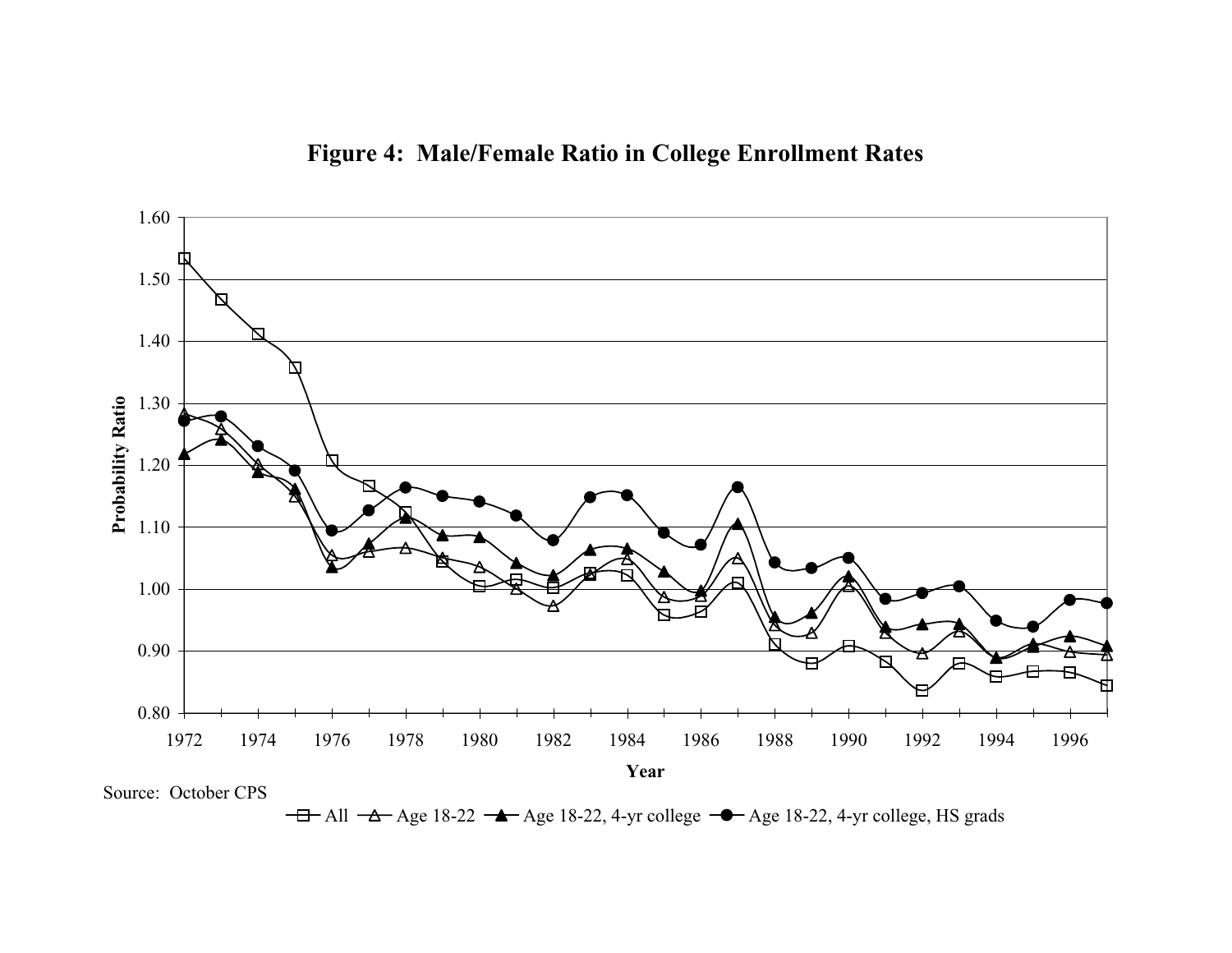**Figure 4: Male/Female Ratio in College Enrollment Rates**

1.60
1.50
1.40
1.30
1.20
1.10
1.00
0.90
0.80

Probability Ratio

1972 1974 1976 1978 1980 1982 1984 1986 1988 1990 1992 1994 1996

Year

Source: October CPS

All — Age 18-22 — Age 18-22, 4-yr college — Age 18-22, 4-yr college, HS grads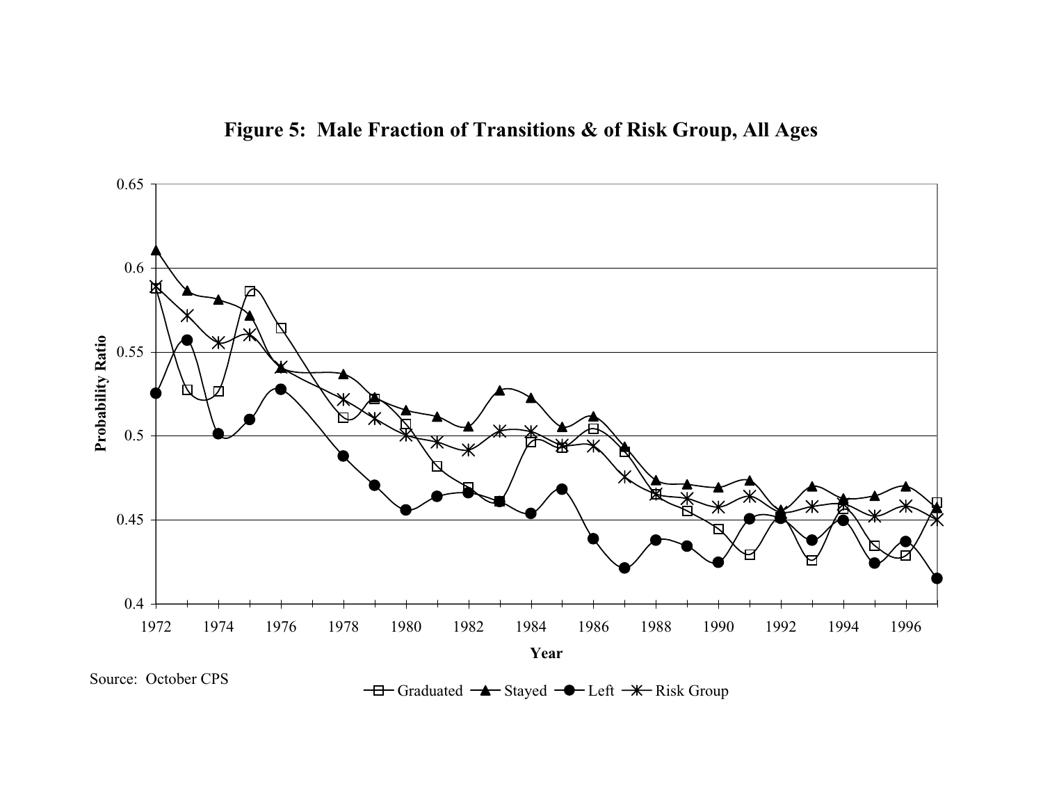**Figure 5: Male Fraction of Transitions & of Risk Group, All Ages**

0.65
0.6
0.55
0.5
0.45
0.4

Probability Ratio

1972 1974 1976 1978 1980 1982 1984 1986 1988 1990 1992 1994 1996

Year

Source: October CPS

Graduated Stayed Left Risk Group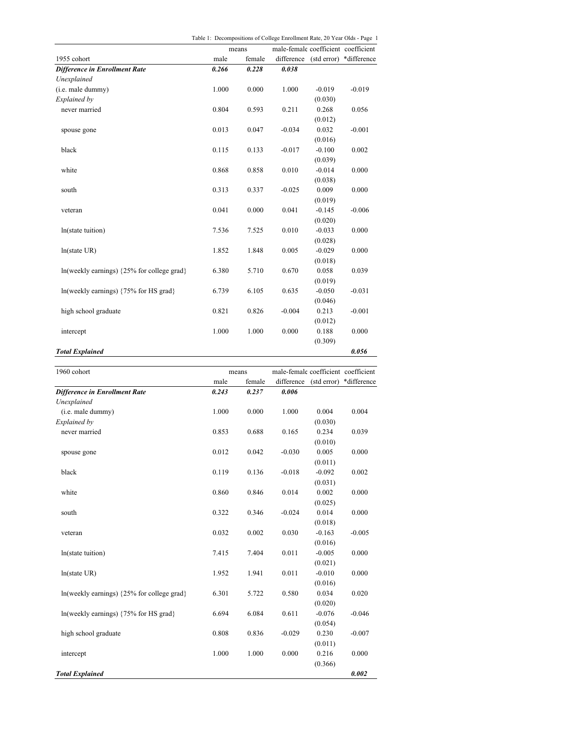Table 1: Decompositions of College Enrollment Rate, 20 Year Olds - Page 1

| 1955 cohort | means | | male-female | coefficient | coefficient |
|---|---|---|---|---|---|
| | male | female | difference | (std error) | *difference |
| ***Difference in Enrollment Rate*** | ***0.266*** | ***0.228*** | ***0.038*** | | |
| *Unexplained* | | | | | |
| (i.e. male dummy) | 1.000 | 0.000 | 1.000 | -0.019 | -0.019 |
| *Explained by* | | | | (0.030) | |
| never married | 0.804 | 0.593 | 0.211 | 0.268 | 0.056 |
| | | | | (0.012) | |
| spouse gone | 0.013 | 0.047 | -0.034 | 0.032 | -0.001 |
| | | | | (0.016) | |
| black | 0.115 | 0.133 | -0.017 | -0.100 | 0.002 |
| | | | | (0.039) | |
| white | 0.868 | 0.858 | 0.010 | -0.014 | 0.000 |
| | | | | (0.038) | |
| south | 0.313 | 0.337 | -0.025 | 0.009 | 0.000 |
| | | | | (0.019) | |
| veteran | 0.041 | 0.000 | 0.041 | -0.145 | -0.006 |
| | | | | (0.020) | |
| ln(state tuition) | 7.536 | 7.525 | 0.010 | -0.033 | 0.000 |
| | | | | (0.028) | |
| ln(state UR) | 1.852 | 1.848 | 0.005 | -0.029 | 0.000 |
| | | | | (0.018) | |
| ln(weekly earnings) {25% for college grad} | 6.380 | 5.710 | 0.670 | 0.058 | 0.039 |
| | | | | (0.019) | |
| ln(weekly earnings) {75% for HS grad} | 6.739 | 6.105 | 0.635 | -0.050 | -0.031 |
| | | | | (0.046) | |
| high school graduate | 0.821 | 0.826 | -0.004 | 0.213 | -0.001 |
| | | | | (0.012) | |
| intercept | 1.000 | 1.000 | 0.000 | 0.188 | 0.000 |
| | | | | (0.309) | |
| ***Total Explained*** | | | | | ***0.056*** |

| 1960 cohort | means | | male-female | coefficient | coefficient |
|---|---|---|---|---|---|
| | male | female | difference | (std error) | *difference |
| ***Difference in Enrollment Rate*** | ***0.243*** | ***0.237*** | ***0.006*** | | |
| *Unexplained* | | | | | |
| (i.e. male dummy) | 1.000 | 0.000 | 1.000 | 0.004 | 0.004 |
| *Explained by* | | | | (0.030) | |
| never married | 0.853 | 0.688 | 0.165 | 0.234 | 0.039 |
| | | | | (0.010) | |
| spouse gone | 0.012 | 0.042 | -0.030 | 0.005 | 0.000 |
| | | | | (0.011) | |
| black | 0.119 | 0.136 | -0.018 | -0.092 | 0.002 |
| | | | | (0.031) | |
| white | 0.860 | 0.846 | 0.014 | 0.002 | 0.000 |
| | | | | (0.025) | |
| south | 0.322 | 0.346 | -0.024 | 0.014 | 0.000 |
| | | | | (0.018) | |
| veteran | 0.032 | 0.002 | 0.030 | -0.163 | -0.005 |
| | | | | (0.016) | |
| ln(state tuition) | 7.415 | 7.404 | 0.011 | -0.005 | 0.000 |
| | | | | (0.021) | |
| ln(state UR) | 1.952 | 1.941 | 0.011 | -0.010 | 0.000 |
| | | | | (0.016) | |
| ln(weekly earnings) {25% for college grad} | 6.301 | 5.722 | 0.580 | 0.034 | 0.020 |
| | | | | (0.020) | |
| ln(weekly earnings) {75% for HS grad} | 6.694 | 6.084 | 0.611 | -0.076 | -0.046 |
| | | | | (0.054) | |
| high school graduate | 0.808 | 0.836 | -0.029 | 0.230 | -0.007 |
| | | | | (0.011) | |
| intercept | 1.000 | 1.000 | 0.000 | 0.216 | 0.000 |
| | | | | (0.366) | |
| ***Total Explained*** | | | | | ***0.002*** |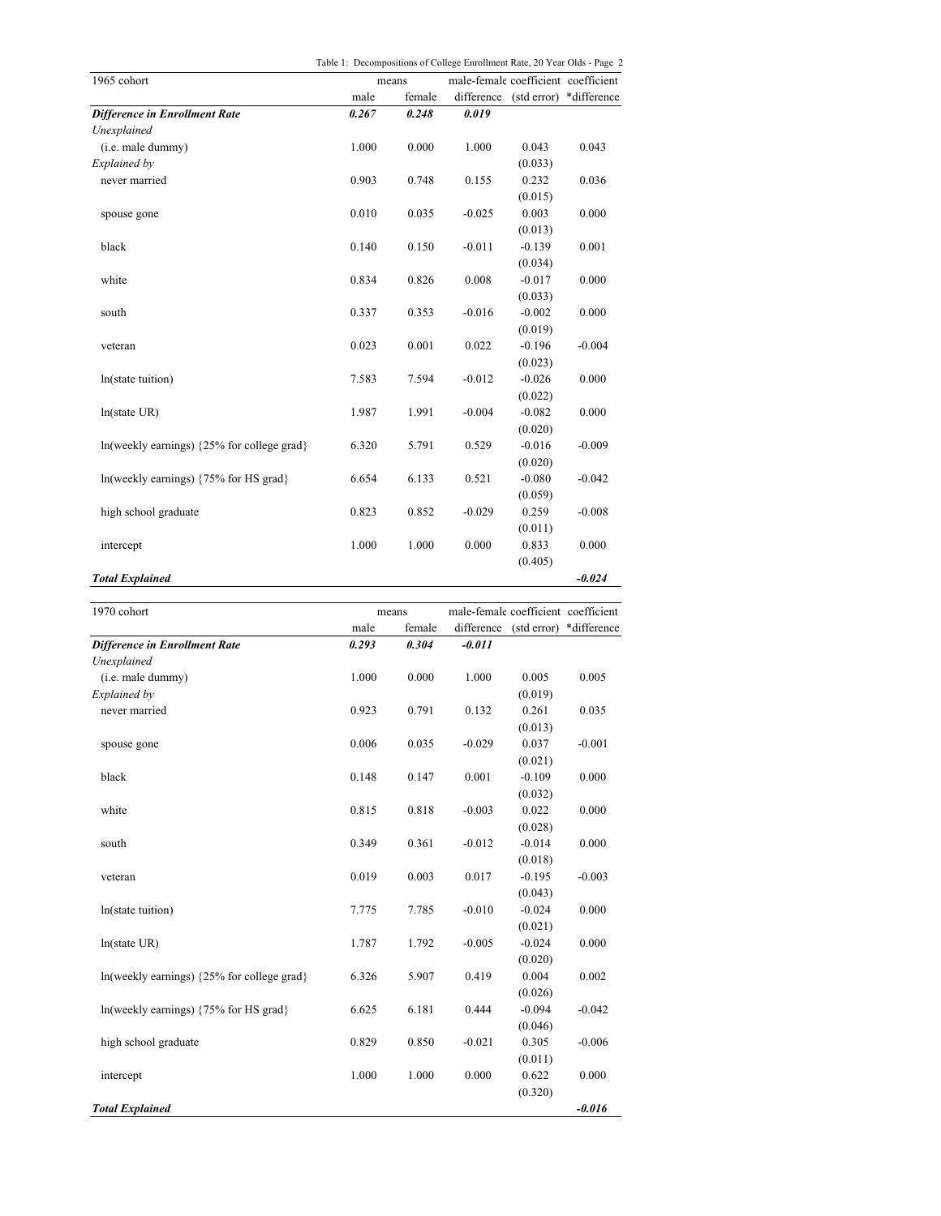Table 1: Decompositions of College Enrollment Rate, 20 Year Olds - Page 2

| 1965 cohort | means | | male-female | coefficient | coefficient |
|---|---|---|---|---|---|
| | male | female | difference | (std error) | *difference |
| ***Difference in Enrollment Rate*** | ***0.267*** | ***0.248*** | ***0.019*** | | |
| *Unexplained* | | | | | |
| (i.e. male dummy) | 1.000 | 0.000 | 1.000 | 0.043 | 0.043 |
| *Explained by* | | | | (0.033) | |
| never married | 0.903 | 0.748 | 0.155 | 0.232 | 0.036 |
| | | | | (0.015) | |
| spouse gone | 0.010 | 0.035 | -0.025 | 0.003 | 0.000 |
| | | | | (0.013) | |
| black | 0.140 | 0.150 | -0.011 | -0.139 | 0.001 |
| | | | | (0.034) | |
| white | 0.834 | 0.826 | 0.008 | -0.017 | 0.000 |
| | | | | (0.033) | |
| south | 0.337 | 0.353 | -0.016 | -0.002 | 0.000 |
| | | | | (0.019) | |
| veteran | 0.023 | 0.001 | 0.022 | -0.196 | -0.004 |
| | | | | (0.023) | |
| ln(state tuition) | 7.583 | 7.594 | -0.012 | -0.026 | 0.000 |
| | | | | (0.022) | |
| ln(state UR) | 1.987 | 1.991 | -0.004 | -0.082 | 0.000 |
| | | | | (0.020) | |
| ln(weekly earnings) {25% for college grad} | 6.320 | 5.791 | 0.529 | -0.016 | -0.009 |
| | | | | (0.020) | |
| ln(weekly earnings) {75% for HS grad} | 6.654 | 6.133 | 0.521 | -0.080 | -0.042 |
| | | | | (0.059) | |
| high school graduate | 0.823 | 0.852 | -0.029 | 0.259 | -0.008 |
| | | | | (0.011) | |
| intercept | 1.000 | 1.000 | 0.000 | 0.833 | 0.000 |
| | | | | (0.405) | |
| ***Total Explained*** | | | | | ***-0.024*** |

| 1970 cohort | means | | male-female | coefficient | coefficient |
|---|---|---|---|---|---|
| | male | female | difference | (std error) | *difference |
| ***Difference in Enrollment Rate*** | ***0.293*** | ***0.304*** | ***-0.011*** | | |
| *Unexplained* | | | | | |
| (i.e. male dummy) | 1.000 | 0.000 | 1.000 | 0.005 | 0.005 |
| *Explained by* | | | | (0.019) | |
| never married | 0.923 | 0.791 | 0.132 | 0.261 | 0.035 |
| | | | | (0.013) | |
| spouse gone | 0.006 | 0.035 | -0.029 | 0.037 | -0.001 |
| | | | | (0.021) | |
| black | 0.148 | 0.147 | 0.001 | -0.109 | 0.000 |
| | | | | (0.032) | |
| white | 0.815 | 0.818 | -0.003 | 0.022 | 0.000 |
| | | | | (0.028) | |
| south | 0.349 | 0.361 | -0.012 | -0.014 | 0.000 |
| | | | | (0.018) | |
| veteran | 0.019 | 0.003 | 0.017 | -0.195 | -0.003 |
| | | | | (0.043) | |
| ln(state tuition) | 7.775 | 7.785 | -0.010 | -0.024 | 0.000 |
| | | | | (0.021) | |
| ln(state UR) | 1.787 | 1.792 | -0.005 | -0.024 | 0.000 |
| | | | | (0.020) | |
| ln(weekly earnings) {25% for college grad} | 6.326 | 5.907 | 0.419 | 0.004 | 0.002 |
| | | | | (0.026) | |
| ln(weekly earnings) {75% for HS grad} | 6.625 | 6.181 | 0.444 | -0.094 | -0.042 |
| | | | | (0.046) | |
| high school graduate | 0.829 | 0.850 | -0.021 | 0.305 | -0.006 |
| | | | | (0.011) | |
| intercept | 1.000 | 1.000 | 0.000 | 0.622 | 0.000 |
| | | | | (0.320) | |
| ***Total Explained*** | | | | | ***-0.016*** |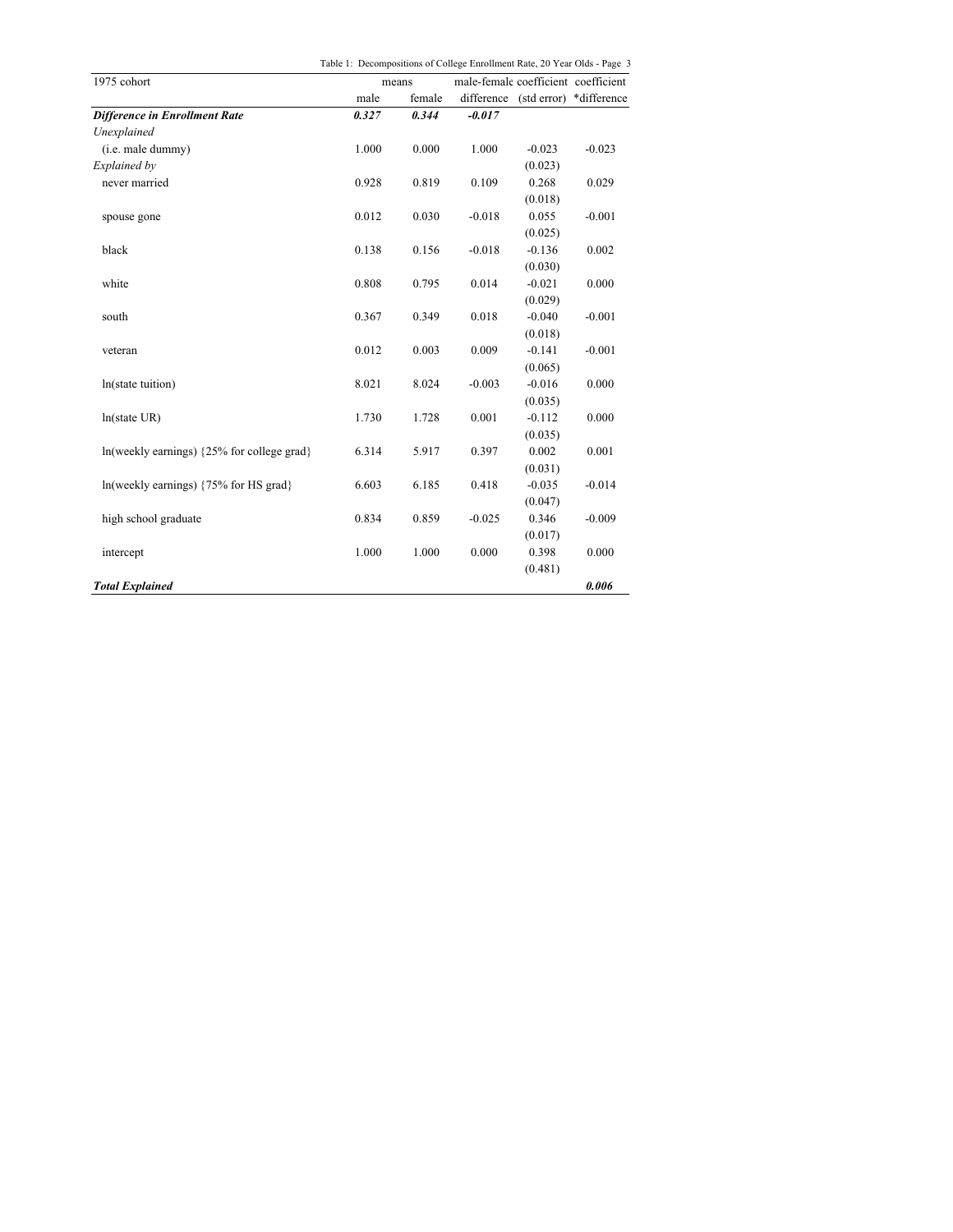Table 1: Decompositions of College Enrollment Rate, 20 Year Olds - Page 3

| 1975 cohort | means | | male-female | coefficient | coefficient |
|---|---|---|---|---|---|
| | male | female | difference | (std error) | *difference |
| ***Difference in Enrollment Rate*** | ***0.327*** | ***0.344*** | ***-0.017*** | | |
| *Unexplained* | | | | | |
| (i.e. male dummy) | 1.000 | 0.000 | 1.000 | -0.023 | -0.023 |
| *Explained by* | | | | (0.023) | |
| never married | 0.928 | 0.819 | 0.109 | 0.268 | 0.029 |
| | | | | (0.018) | |
| spouse gone | 0.012 | 0.030 | -0.018 | 0.055 | -0.001 |
| | | | | (0.025) | |
| black | 0.138 | 0.156 | -0.018 | -0.136 | 0.002 |
| | | | | (0.030) | |
| white | 0.808 | 0.795 | 0.014 | -0.021 | 0.000 |
| | | | | (0.029) | |
| south | 0.367 | 0.349 | 0.018 | -0.040 | -0.001 |
| | | | | (0.018) | |
| veteran | 0.012 | 0.003 | 0.009 | -0.141 | -0.001 |
| | | | | (0.065) | |
| ln(state tuition) | 8.021 | 8.024 | -0.003 | -0.016 | 0.000 |
| | | | | (0.035) | |
| ln(state UR) | 1.730 | 1.728 | 0.001 | -0.112 | 0.000 |
| | | | | (0.035) | |
| ln(weekly earnings) {25% for college grad} | 6.314 | 5.917 | 0.397 | 0.002 | 0.001 |
| | | | | (0.031) | |
| ln(weekly earnings) {75% for HS grad} | 6.603 | 6.185 | 0.418 | -0.035 | -0.014 |
| | | | | (0.047) | |
| high school graduate | 0.834 | 0.859 | -0.025 | 0.346 | -0.009 |
| | | | | (0.017) | |
| intercept | 1.000 | 1.000 | 0.000 | 0.398 | 0.000 |
| | | | | (0.481) | |
| ***Total Explained*** | | | | | ***0.006*** |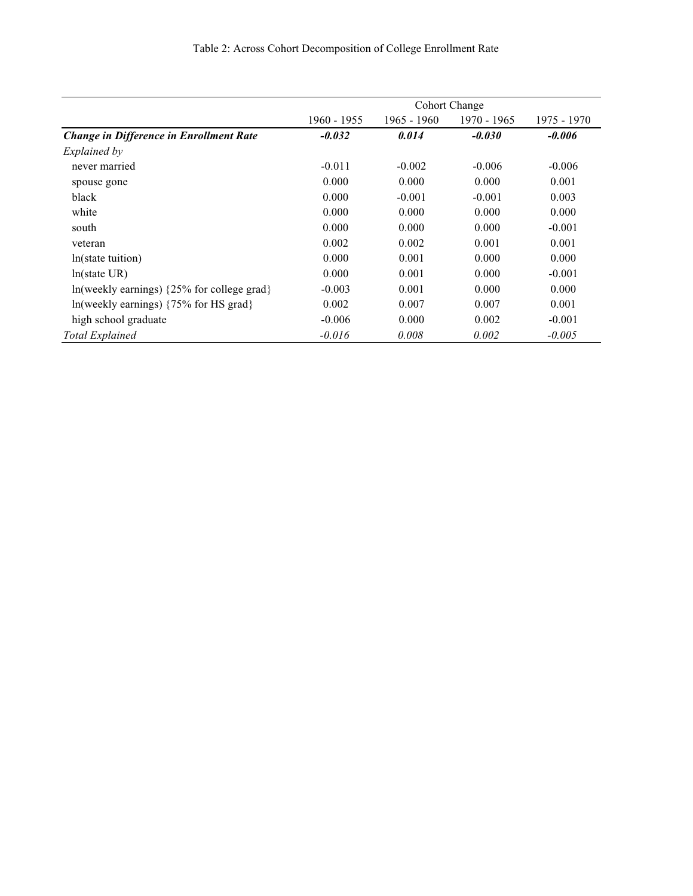Table 2: Across Cohort Decomposition of College Enrollment Rate

| | Cohort Change | | | |
|---|---|---|---|---|
| | 1960 - 1955 | 1965 - 1960 | 1970 - 1965 | 1975 - 1970 |
| ***Change in Difference in Enrollment Rate*** | ***-0.032*** | ***0.014*** | ***-0.030*** | ***-0.006*** |
| *Explained by* | | | | |
| never married | -0.011 | -0.002 | -0.006 | -0.006 |
| spouse gone | 0.000 | 0.000 | 0.000 | 0.001 |
| black | 0.000 | -0.001 | -0.001 | 0.003 |
| white | 0.000 | 0.000 | 0.000 | 0.000 |
| south | 0.000 | 0.000 | 0.000 | -0.001 |
| veteran | 0.002 | 0.002 | 0.001 | 0.001 |
| ln(state tuition) | 0.000 | 0.001 | 0.000 | 0.000 |
| ln(state UR) | 0.000 | 0.001 | 0.000 | -0.001 |
| ln(weekly earnings) {25% for college grad} | -0.003 | 0.001 | 0.000 | 0.000 |
| ln(weekly earnings) {75% for HS grad} | 0.002 | 0.007 | 0.007 | 0.001 |
| high school graduate | -0.006 | 0.000 | 0.002 | -0.001 |
| *Total Explained* | *-0.016* | *0.008* | *0.002* | *-0.005* |